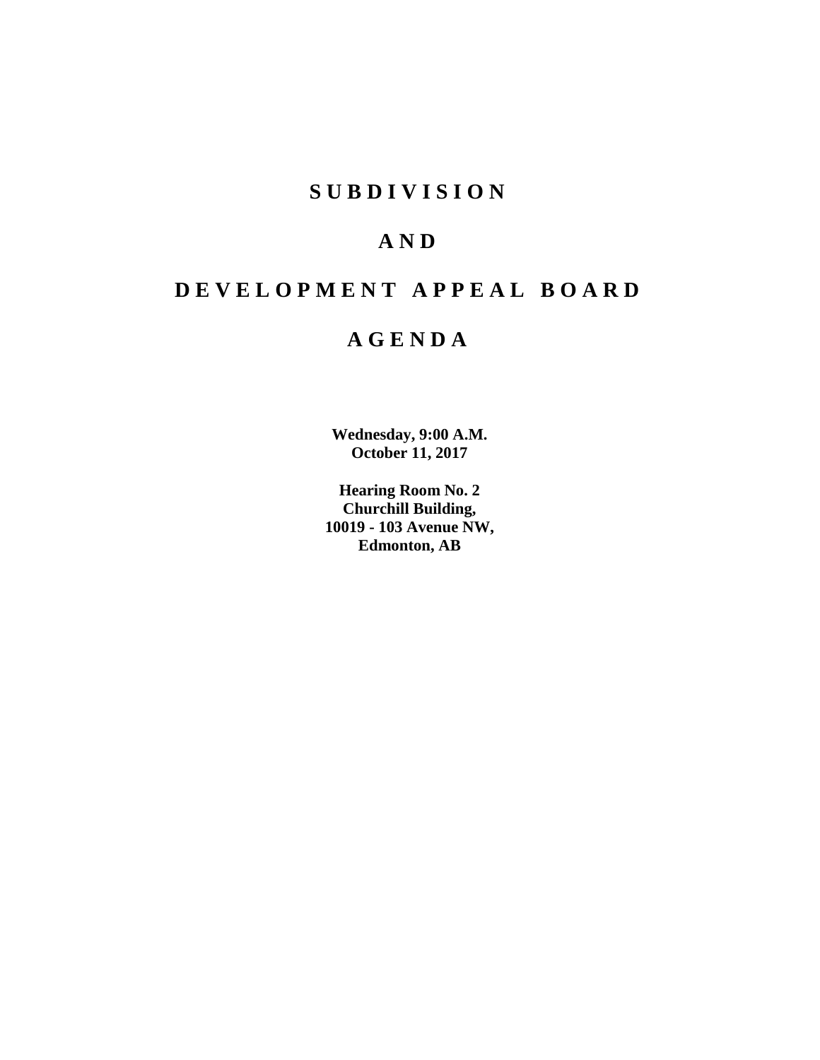# SUBDIVISION

# AND

# DEVELOPMENT APPEAL BOARD

# AGENDA

**Wednesday, 9:00 A.M.**
**October 11, 2017**

**Hearing Room No. 2**
**Churchill Building,**
**10019 - 103 Avenue NW,**
**Edmonton, AB**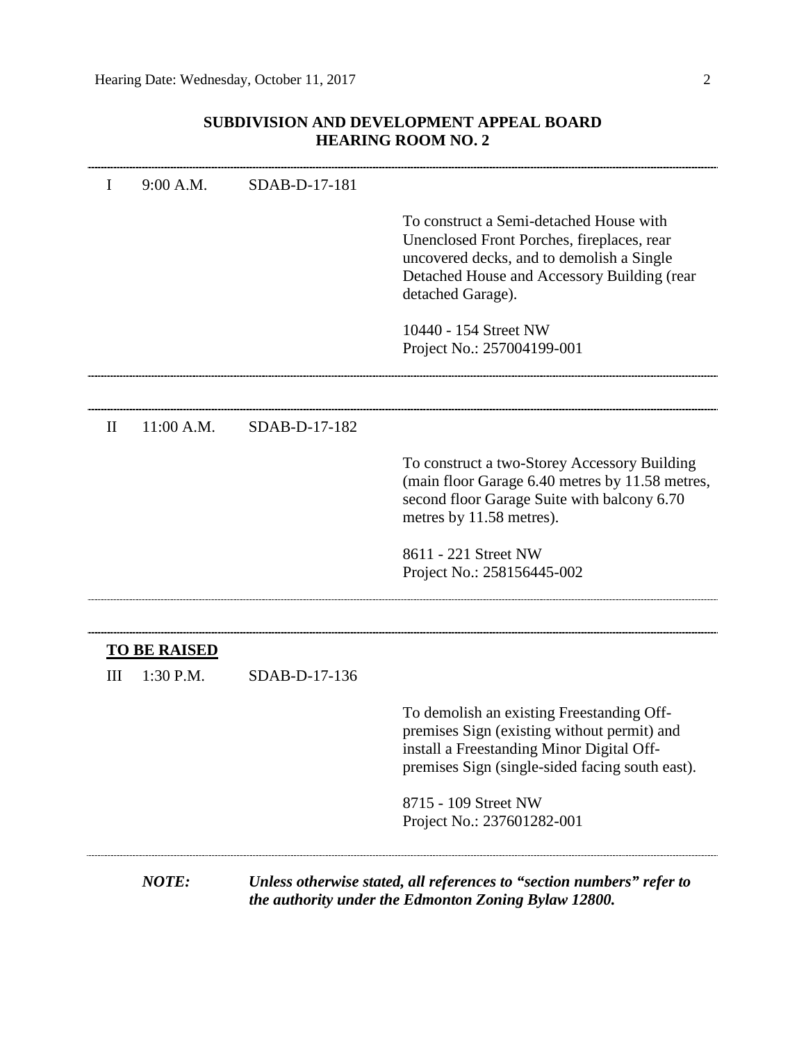## SUBDIVISION AND DEVELOPMENT APPEAL BOARD
## HEARING ROOM NO. 2

---

I 9:00 A.M. SDAB-D-17-181

To construct a Semi-detached House with Unenclosed Front Porches, fireplaces, rear uncovered decks, and to demolish a Single Detached House and Accessory Building (rear detached Garage).

10440 - 154 Street NW
Project No.: 257004199-001

---

II 11:00 A.M. SDAB-D-17-182

To construct a two-Storey Accessory Building (main floor Garage 6.40 metres by 11.58 metres, second floor Garage Suite with balcony 6.70 metres by 11.58 metres).

8611 - 221 Street NW
Project No.: 258156445-002

---

**TO BE RAISED**

III 1:30 P.M. SDAB-D-17-136

To demolish an existing Freestanding Off-premises Sign (existing without permit) and install a Freestanding Minor Digital Off-premises Sign (single-sided facing south east).

8715 - 109 Street NW
Project No.: 237601282-001

---

***NOTE:*** ***Unless otherwise stated, all references to "section numbers" refer to the authority under the Edmonton Zoning Bylaw 12800.***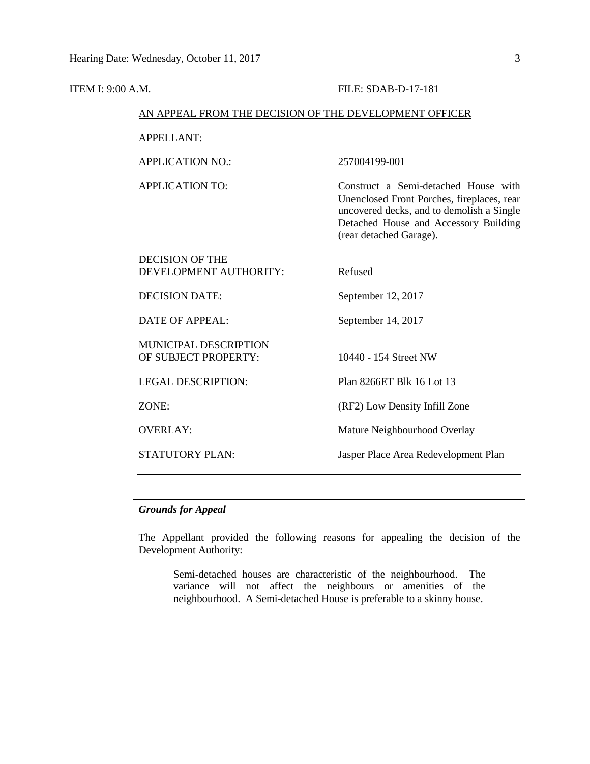ITEM I: 9:00 A.M. FILE: SDAB-D-17-181

AN APPEAL FROM THE DECISION OF THE DEVELOPMENT OFFICER

| | |
|---|---|
| APPELLANT: | |
| APPLICATION NO.: | 257004199-001 |
| APPLICATION TO: | Construct a Semi-detached House with Unenclosed Front Porches, fireplaces, rear uncovered decks, and to demolish a Single Detached House and Accessory Building (rear detached Garage). |
| DECISION OF THE DEVELOPMENT AUTHORITY: | Refused |
| DECISION DATE: | September 12, 2017 |
| DATE OF APPEAL: | September 14, 2017 |
| MUNICIPAL DESCRIPTION OF SUBJECT PROPERTY: | 10440 - 154 Street NW |
| LEGAL DESCRIPTION: | Plan 8266ET Blk 16 Lot 13 |
| ZONE: | (RF2) Low Density Infill Zone |
| OVERLAY: | Mature Neighbourhood Overlay |
| STATUTORY PLAN: | Jasper Place Area Redevelopment Plan |

***Grounds for Appeal***

The Appellant provided the following reasons for appealing the decision of the Development Authority:

> Semi-detached houses are characteristic of the neighbourhood. The variance will not affect the neighbours or amenities of the neighbourhood. A Semi-detached House is preferable to a skinny house.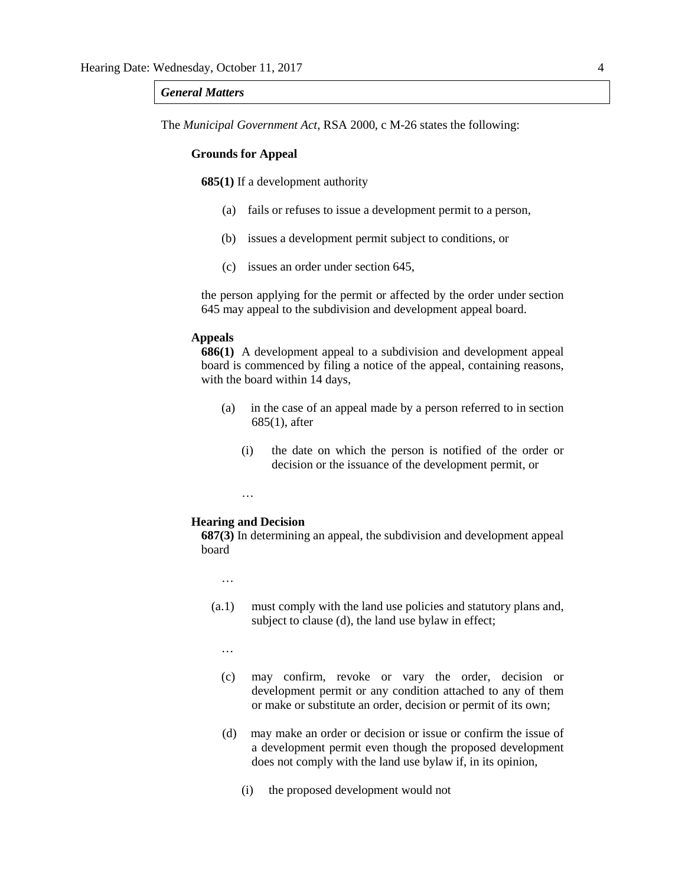***General Matters***

The *Municipal Government Act*, RSA 2000, c M-26 states the following:

**Grounds for Appeal**

**685(1)** If a development authority

(a) fails or refuses to issue a development permit to a person,

(b) issues a development permit subject to conditions, or

(c) issues an order under section 645,

the person applying for the permit or affected by the order under section 645 may appeal to the subdivision and development appeal board.

**Appeals**

**686(1)** A development appeal to a subdivision and development appeal board is commenced by filing a notice of the appeal, containing reasons, with the board within 14 days,

(a) in the case of an appeal made by a person referred to in section 685(1), after

(i) the date on which the person is notified of the order or decision or the issuance of the development permit, or

…

**Hearing and Decision**

**687(3)** In determining an appeal, the subdivision and development appeal board

…

(a.1) must comply with the land use policies and statutory plans and, subject to clause (d), the land use bylaw in effect;

…

(c) may confirm, revoke or vary the order, decision or development permit or any condition attached to any of them or make or substitute an order, decision or permit of its own;

(d) may make an order or decision or issue or confirm the issue of a development permit even though the proposed development does not comply with the land use bylaw if, in its opinion,

(i) the proposed development would not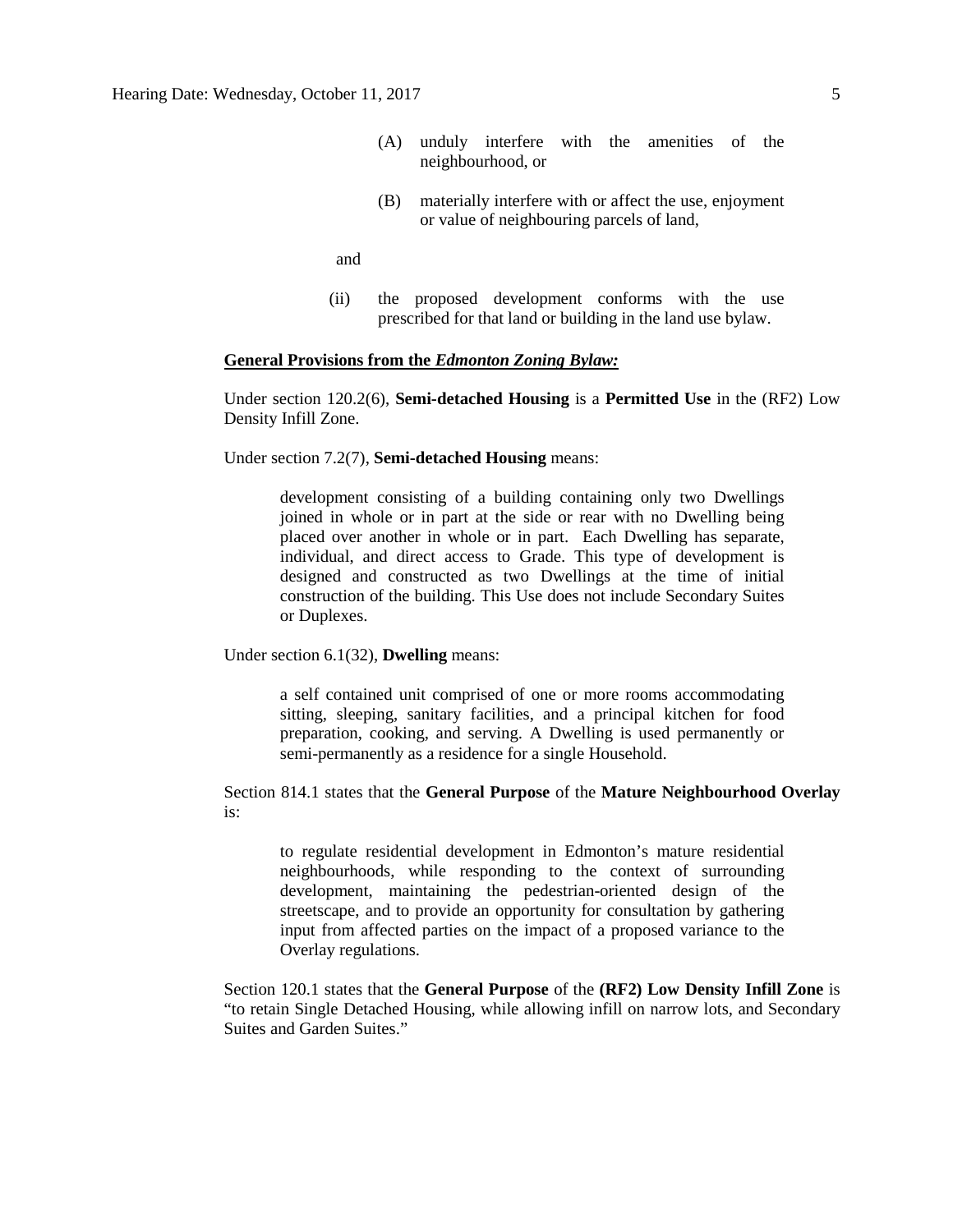(A) unduly interfere with the amenities of the neighbourhood, or

(B) materially interfere with or affect the use, enjoyment or value of neighbouring parcels of land,

and

(ii) the proposed development conforms with the use prescribed for that land or building in the land use bylaw.

**General Provisions from the *Edmonton Zoning Bylaw:***

Under section 120.2(6), **Semi-detached Housing** is a **Permitted Use** in the (RF2) Low Density Infill Zone.

Under section 7.2(7), **Semi-detached Housing** means:

> development consisting of a building containing only two Dwellings joined in whole or in part at the side or rear with no Dwelling being placed over another in whole or in part. Each Dwelling has separate, individual, and direct access to Grade. This type of development is designed and constructed as two Dwellings at the time of initial construction of the building. This Use does not include Secondary Suites or Duplexes.

Under section 6.1(32), **Dwelling** means:

> a self contained unit comprised of one or more rooms accommodating sitting, sleeping, sanitary facilities, and a principal kitchen for food preparation, cooking, and serving. A Dwelling is used permanently or semi-permanently as a residence for a single Household.

Section 814.1 states that the **General Purpose** of the **Mature Neighbourhood Overlay** is:

> to regulate residential development in Edmonton's mature residential neighbourhoods, while responding to the context of surrounding development, maintaining the pedestrian-oriented design of the streetscape, and to provide an opportunity for consultation by gathering input from affected parties on the impact of a proposed variance to the Overlay regulations.

Section 120.1 states that the **General Purpose** of the **(RF2) Low Density Infill Zone** is "to retain Single Detached Housing, while allowing infill on narrow lots, and Secondary Suites and Garden Suites."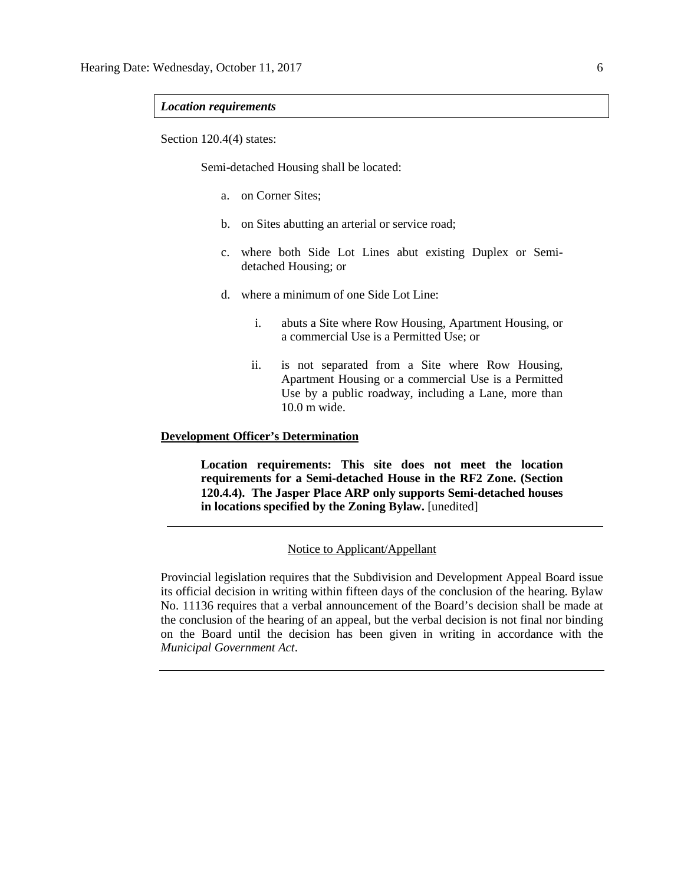***Location requirements***

Section 120.4(4) states:

Semi-detached Housing shall be located:

a. on Corner Sites;

b. on Sites abutting an arterial or service road;

c. where both Side Lot Lines abut existing Duplex or Semi-detached Housing; or

d. where a minimum of one Side Lot Line:

   i. abuts a Site where Row Housing, Apartment Housing, or a commercial Use is a Permitted Use; or

   ii. is not separated from a Site where Row Housing, Apartment Housing or a commercial Use is a Permitted Use by a public roadway, including a Lane, more than 10.0 m wide.

**Development Officer's Determination**

**Location requirements: This site does not meet the location requirements for a Semi-detached House in the RF2 Zone. (Section 120.4.4). The Jasper Place ARP only supports Semi-detached houses in locations specified by the Zoning Bylaw.** [unedited]

---

Notice to Applicant/Appellant

Provincial legislation requires that the Subdivision and Development Appeal Board issue its official decision in writing within fifteen days of the conclusion of the hearing. Bylaw No. 11136 requires that a verbal announcement of the Board's decision shall be made at the conclusion of the hearing of an appeal, but the verbal decision is not final nor binding on the Board until the decision has been given in writing in accordance with the *Municipal Government Act*.

---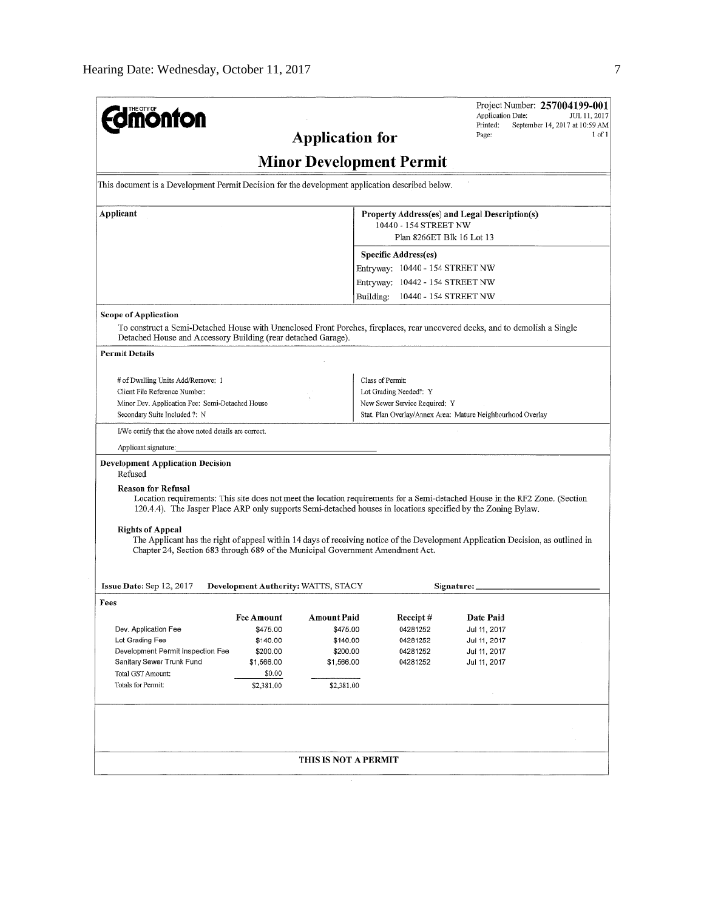**THE CITY OF Edmonton**

Project Number: **257004199-001**
Application Date: JUL 11, 2017
Printed: September 14, 2017 at 10:59 AM
Page: 1 of 1

# Application for

# Minor Development Permit

This document is a Development Permit Decision for the development application described below.

**Applicant**

**Property Address(es) and Legal Description(s)**
10440 - 154 STREET NW
Plan 8266ET Blk 16 Lot 13

**Specific Address(es)**
Entryway: 10440 - 154 STREET NW
Entryway: 10442 - 154 STREET NW
Building: 10440 - 154 STREET NW

**Scope of Application**

To construct a Semi-Detached House with Unenclosed Front Porches, fireplaces, rear uncovered decks, and to demolish a Single Detached House and Accessory Building (rear detached Garage).

**Permit Details**

| | |
|---|---|
| # of Dwelling Units Add/Remove: 1 | Class of Permit: |
| Client File Reference Number: | Lot Grading Needed?: Y |
| Minor Dev. Application Fee: Semi-Detached House | New Sewer Service Required: Y |
| Secondary Suite Included ?: N | Stat. Plan Overlay/Annex Area: Mature Neighbourhood Overlay |

I/We certify that the above noted details are correct.

Applicant signature: ___________________________

**Development Application Decision**
Refused

**Reason for Refusal**
Location requirements: This site does not meet the location requirements for a Semi-detached House in the RF2 Zone. (Section 120.4.4). The Jasper Place ARP only supports Semi-detached houses in locations specified by the Zoning Bylaw.

**Rights of Appeal**
The Applicant has the right of appeal within 14 days of receiving notice of the Development Application Decision, as outlined in Chapter 24, Section 683 through 689 of the Municipal Government Amendment Act.

**Issue Date:** Sep 12, 2017 **Development Authority:** WATTS, STACY **Signature:** ___________________________

**Fees**

| | Fee Amount | Amount Paid | Receipt # | Date Paid |
|---|---|---|---|---|
| Dev. Application Fee | $475.00 | $475.00 | 04281252 | Jul 11, 2017 |
| Lot Grading Fee | $140.00 | $140.00 | 04281252 | Jul 11, 2017 |
| Development Permit Inspection Fee | $200.00 | $200.00 | 04281252 | Jul 11, 2017 |
| Sanitary Sewer Trunk Fund | $1,566.00 | $1,566.00 | 04281252 | Jul 11, 2017 |
| Total GST Amount: | $0.00 | | | |
| Totals for Permit: | $2,381.00 | $2,381.00 | | |

**THIS IS NOT A PERMIT**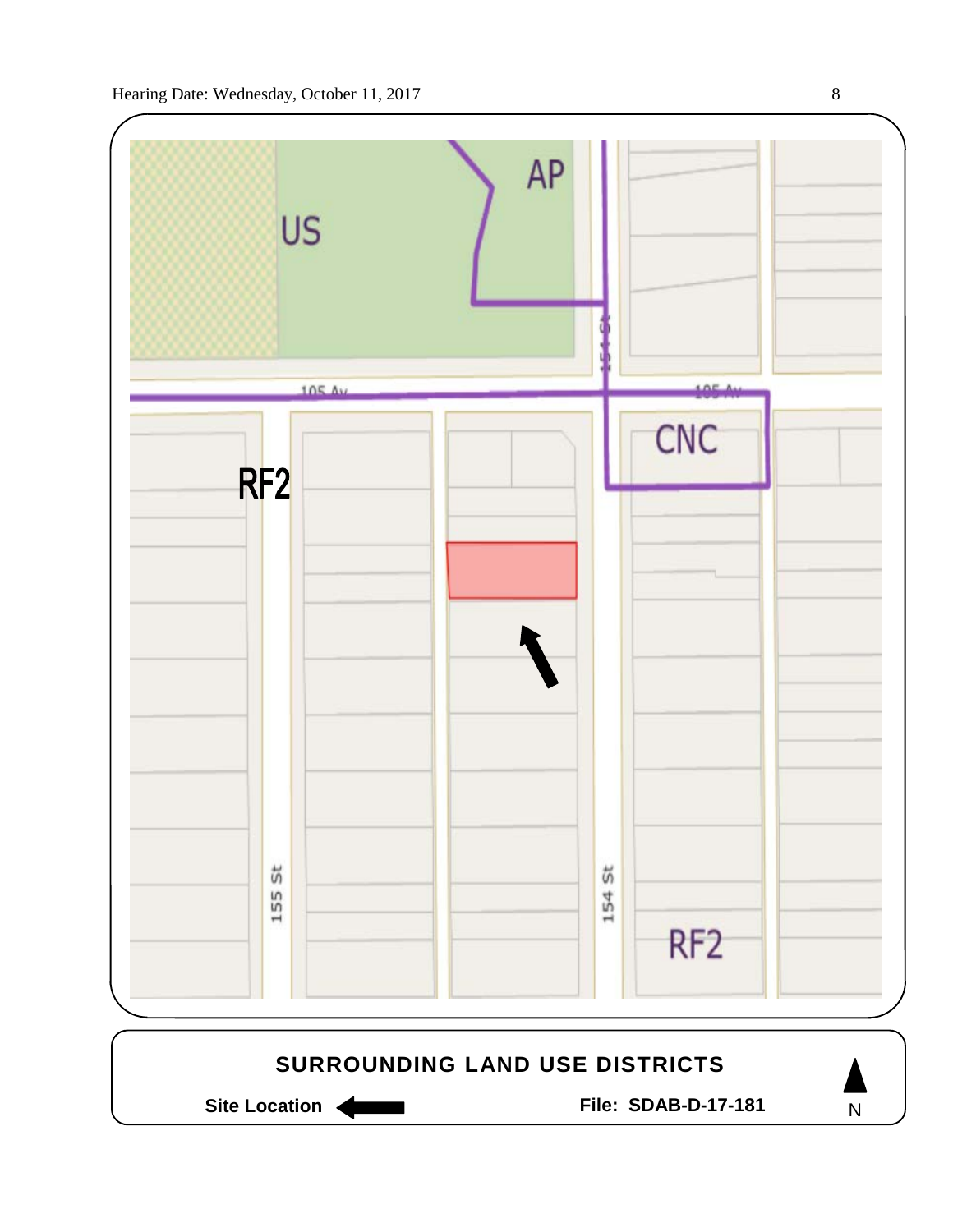US

AP

105 Av

105 Av

154 St

CNC

RF2

155 St

154 St

RF2

**SURROUNDING LAND USE DISTRICTS**

**Site Location** ⬅

**File: SDAB-D-17-181**

N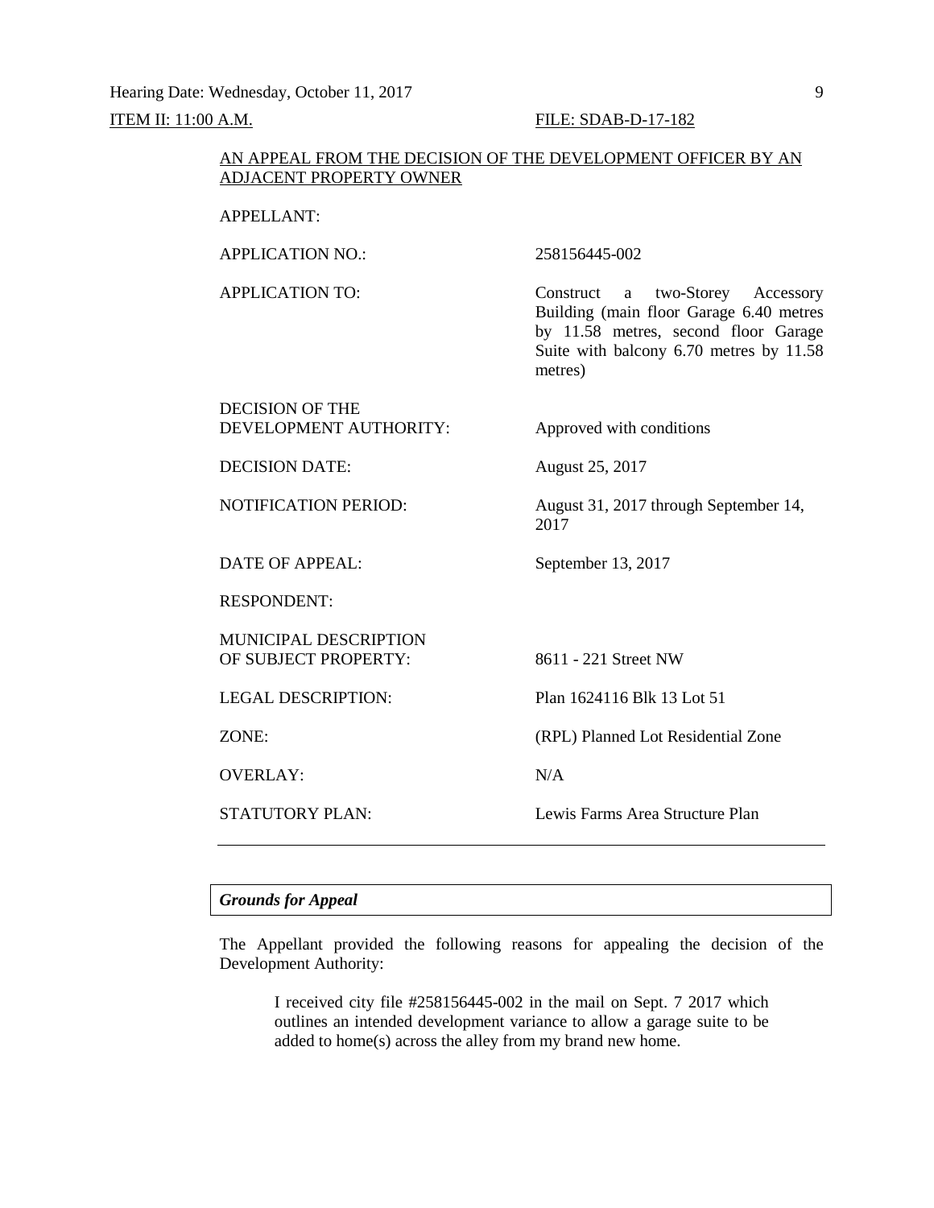ITEM II: 11:00 A.M. FILE: SDAB-D-17-182

AN APPEAL FROM THE DECISION OF THE DEVELOPMENT OFFICER BY AN ADJACENT PROPERTY OWNER

| | |
|---|---|
| APPELLANT: | |
| APPLICATION NO.: | 258156445-002 |
| APPLICATION TO: | Construct a two-Storey Accessory Building (main floor Garage 6.40 metres by 11.58 metres, second floor Garage Suite with balcony 6.70 metres by 11.58 metres) |
| DECISION OF THE DEVELOPMENT AUTHORITY: | Approved with conditions |
| DECISION DATE: | August 25, 2017 |
| NOTIFICATION PERIOD: | August 31, 2017 through September 14, 2017 |
| DATE OF APPEAL: | September 13, 2017 |
| RESPONDENT: | |
| MUNICIPAL DESCRIPTION OF SUBJECT PROPERTY: | 8611 - 221 Street NW |
| LEGAL DESCRIPTION: | Plan 1624116 Blk 13 Lot 51 |
| ZONE: | (RPL) Planned Lot Residential Zone |
| OVERLAY: | N/A |
| STATUTORY PLAN: | Lewis Farms Area Structure Plan |

---

***Grounds for Appeal***

The Appellant provided the following reasons for appealing the decision of the Development Authority:

> I received city file #258156445-002 in the mail on Sept. 7 2017 which outlines an intended development variance to allow a garage suite to be added to home(s) across the alley from my brand new home.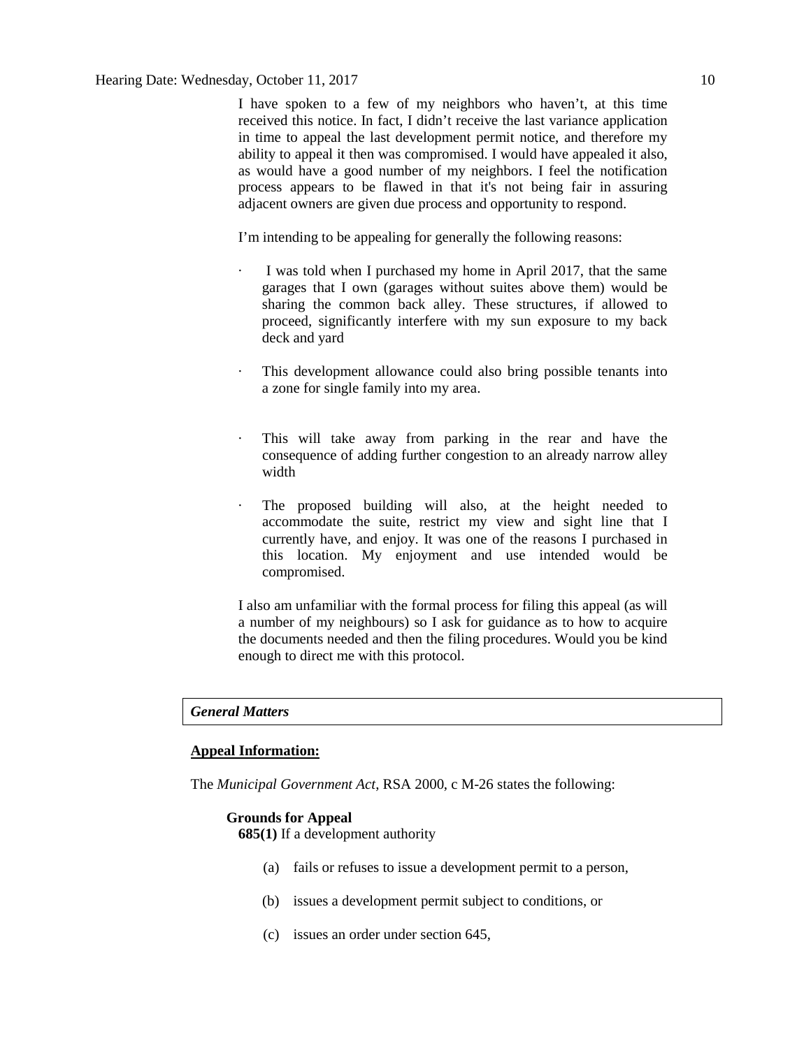I have spoken to a few of my neighbors who haven't, at this time received this notice. In fact, I didn't receive the last variance application in time to appeal the last development permit notice, and therefore my ability to appeal it then was compromised. I would have appealed it also, as would have a good number of my neighbors. I feel the notification process appears to be flawed in that it's not being fair in assuring adjacent owners are given due process and opportunity to respond.

I'm intending to be appealing for generally the following reasons:

- I was told when I purchased my home in April 2017, that the same garages that I own (garages without suites above them) would be sharing the common back alley. These structures, if allowed to proceed, significantly interfere with my sun exposure to my back deck and yard

- This development allowance could also bring possible tenants into a zone for single family into my area.

- This will take away from parking in the rear and have the consequence of adding further congestion to an already narrow alley width

- The proposed building will also, at the height needed to accommodate the suite, restrict my view and sight line that I currently have, and enjoy. It was one of the reasons I purchased in this location. My enjoyment and use intended would be compromised.

I also am unfamiliar with the formal process for filing this appeal (as will a number of my neighbours) so I ask for guidance as to how to acquire the documents needed and then the filing procedures. Would you be kind enough to direct me with this protocol.

## *General Matters*

**Appeal Information:**

The *Municipal Government Act*, RSA 2000, c M-26 states the following:

**Grounds for Appeal**

**685(1)** If a development authority

(a) fails or refuses to issue a development permit to a person,

(b) issues a development permit subject to conditions, or

(c) issues an order under section 645,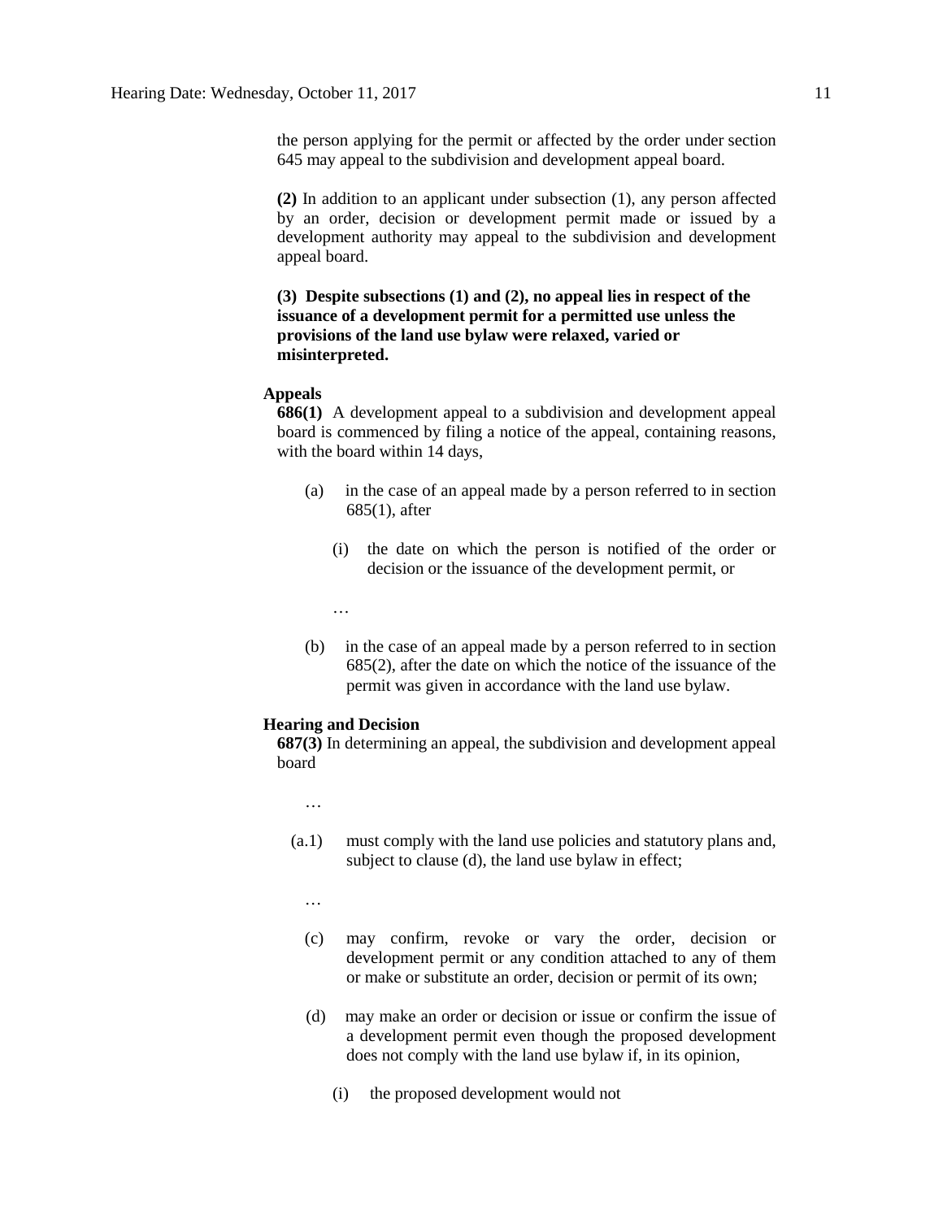the person applying for the permit or affected by the order under section 645 may appeal to the subdivision and development appeal board.

**(2)** In addition to an applicant under subsection (1), any person affected by an order, decision or development permit made or issued by a development authority may appeal to the subdivision and development appeal board.

**(3) Despite subsections (1) and (2), no appeal lies in respect of the issuance of a development permit for a permitted use unless the provisions of the land use bylaw were relaxed, varied or misinterpreted.**

**Appeals**

**686(1)** A development appeal to a subdivision and development appeal board is commenced by filing a notice of the appeal, containing reasons, with the board within 14 days,

(a) in the case of an appeal made by a person referred to in section 685(1), after

(i) the date on which the person is notified of the order or decision or the issuance of the development permit, or

…

(b) in the case of an appeal made by a person referred to in section 685(2), after the date on which the notice of the issuance of the permit was given in accordance with the land use bylaw.

**Hearing and Decision**

**687(3)** In determining an appeal, the subdivision and development appeal board

…

(a.1) must comply with the land use policies and statutory plans and, subject to clause (d), the land use bylaw in effect;

…

(c) may confirm, revoke or vary the order, decision or development permit or any condition attached to any of them or make or substitute an order, decision or permit of its own;

(d) may make an order or decision or issue or confirm the issue of a development permit even though the proposed development does not comply with the land use bylaw if, in its opinion,

(i) the proposed development would not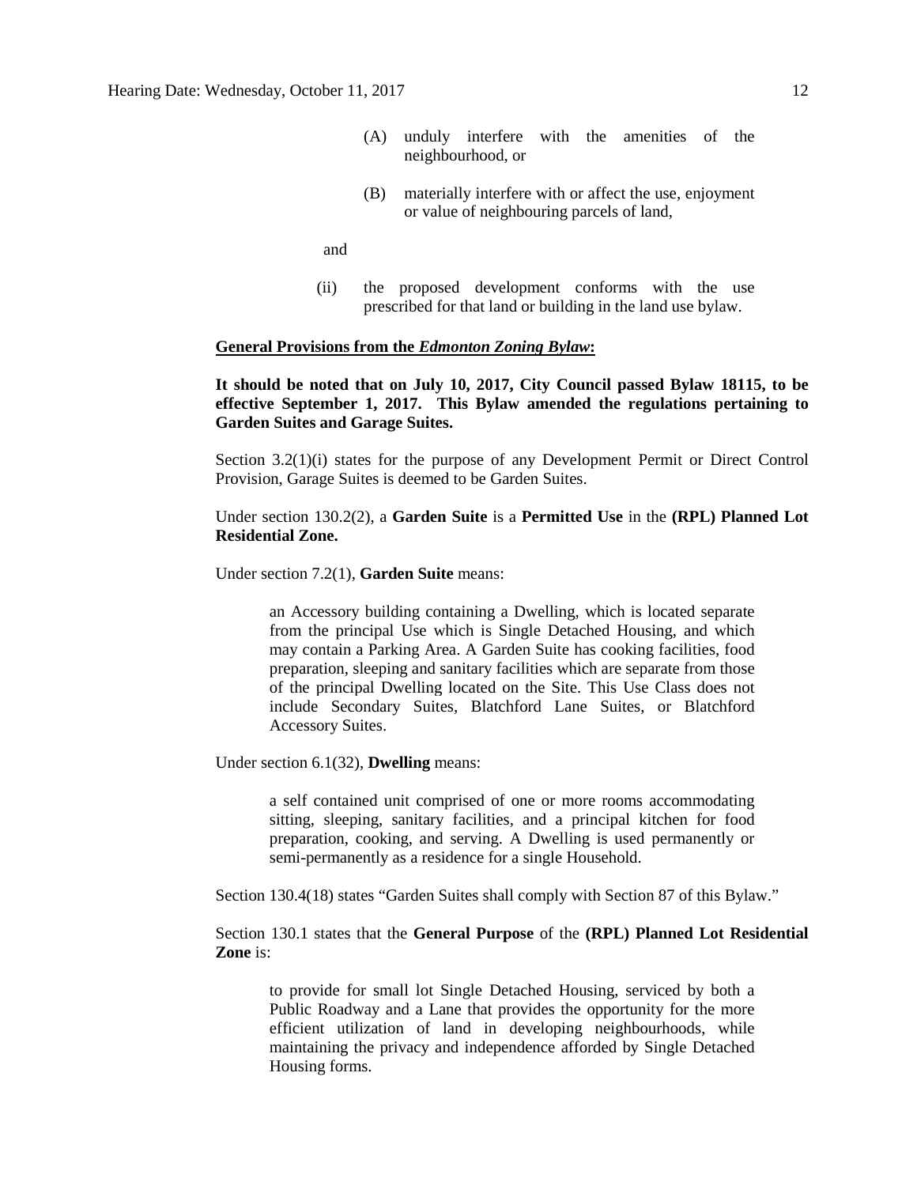(A) unduly interfere with the amenities of the neighbourhood, or

(B) materially interfere with or affect the use, enjoyment or value of neighbouring parcels of land,

and

(ii) the proposed development conforms with the use prescribed for that land or building in the land use bylaw.

**General Provisions from the *Edmonton Zoning Bylaw*:**

**It should be noted that on July 10, 2017, City Council passed Bylaw 18115, to be effective September 1, 2017. This Bylaw amended the regulations pertaining to Garden Suites and Garage Suites.**

Section 3.2(1)(i) states for the purpose of any Development Permit or Direct Control Provision, Garage Suites is deemed to be Garden Suites.

Under section 130.2(2), a **Garden Suite** is a **Permitted Use** in the **(RPL) Planned Lot Residential Zone.**

Under section 7.2(1), **Garden Suite** means:

> an Accessory building containing a Dwelling, which is located separate from the principal Use which is Single Detached Housing, and which may contain a Parking Area. A Garden Suite has cooking facilities, food preparation, sleeping and sanitary facilities which are separate from those of the principal Dwelling located on the Site. This Use Class does not include Secondary Suites, Blatchford Lane Suites, or Blatchford Accessory Suites.

Under section 6.1(32), **Dwelling** means:

> a self contained unit comprised of one or more rooms accommodating sitting, sleeping, sanitary facilities, and a principal kitchen for food preparation, cooking, and serving. A Dwelling is used permanently or semi-permanently as a residence for a single Household.

Section 130.4(18) states "Garden Suites shall comply with Section 87 of this Bylaw."

Section 130.1 states that the **General Purpose** of the **(RPL) Planned Lot Residential Zone** is:

> to provide for small lot Single Detached Housing, serviced by both a Public Roadway and a Lane that provides the opportunity for the more efficient utilization of land in developing neighbourhoods, while maintaining the privacy and independence afforded by Single Detached Housing forms.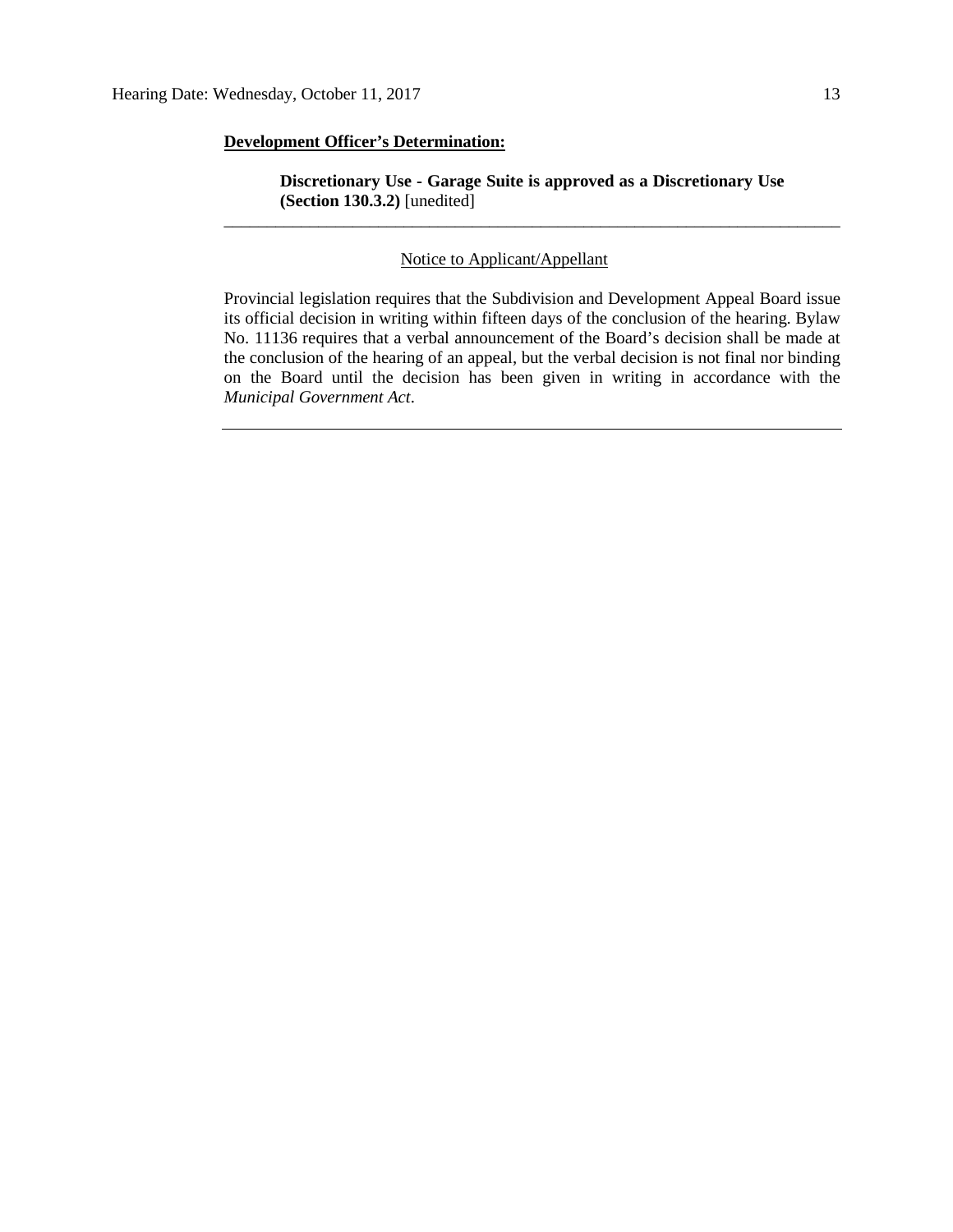**<u>Development Officer's Determination:</u>**

> **Discretionary Use - Garage Suite is approved as a Discretionary Use (Section 130.3.2)** [unedited]

---

<u>Notice to Applicant/Appellant</u>

Provincial legislation requires that the Subdivision and Development Appeal Board issue its official decision in writing within fifteen days of the conclusion of the hearing. Bylaw No. 11136 requires that a verbal announcement of the Board's decision shall be made at the conclusion of the hearing of an appeal, but the verbal decision is not final nor binding on the Board until the decision has been given in writing in accordance with the *Municipal Government Act*.

---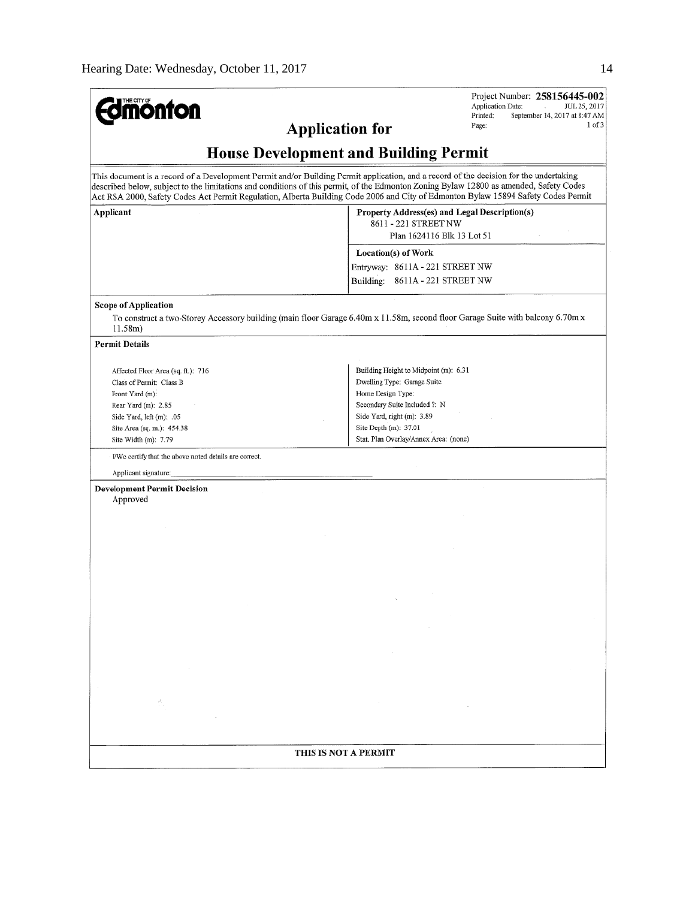**Edmonton** (THE CITY OF)

Project Number: **258156445-002**
Application Date: JUL 25, 2017
Printed: September 14, 2017 at 8:47 AM
Page: 1 of 3

# Application for

## House Development and Building Permit

This document is a record of a Development Permit and/or Building Permit application, and a record of the decision for the undertaking described below, subject to the limitations and conditions of this permit, of the Edmonton Zoning Bylaw 12800 as amended, Safety Codes Act RSA 2000, Safety Codes Act Permit Regulation, Alberta Building Code 2006 and City of Edmonton Bylaw 15894 Safety Codes Permit

| **Applicant** | **Property Address(es) and Legal Description(s)** |
|---|---|
| | 8611 - 221 STREET NW<br>Plan 1624116 Blk 13 Lot 51 |
| | **Location(s) of Work** |
| | Entryway: 8611A - 221 STREET NW |
| | Building: 8611A - 221 STREET NW |

**Scope of Application**

To construct a two-Storey Accessory building (main floor Garage 6.40m x 11.58m, second floor Garage Suite with balcony 6.70m x 11.58m)

**Permit Details**

| | |
|---|---|
| Affected Floor Area (sq. ft.): 716 | Building Height to Midpoint (m): 6.31 |
| Class of Permit: Class B | Dwelling Type: Garage Suite |
| Front Yard (m): | Home Design Type: |
| Rear Yard (m): 2.85 | Secondary Suite Included ?: N |
| Side Yard, left (m): .05 | Side Yard, right (m): 3.89 |
| Site Area (sq. m.): 454.38 | Site Depth (m): 37.01 |
| Site Width (m): 7.79 | Stat. Plan Overlay/Annex Area: (none) |

I/We certify that the above noted details are correct.

Applicant signature: ______________________________

**Development Permit Decision**

Approved

**THIS IS NOT A PERMIT**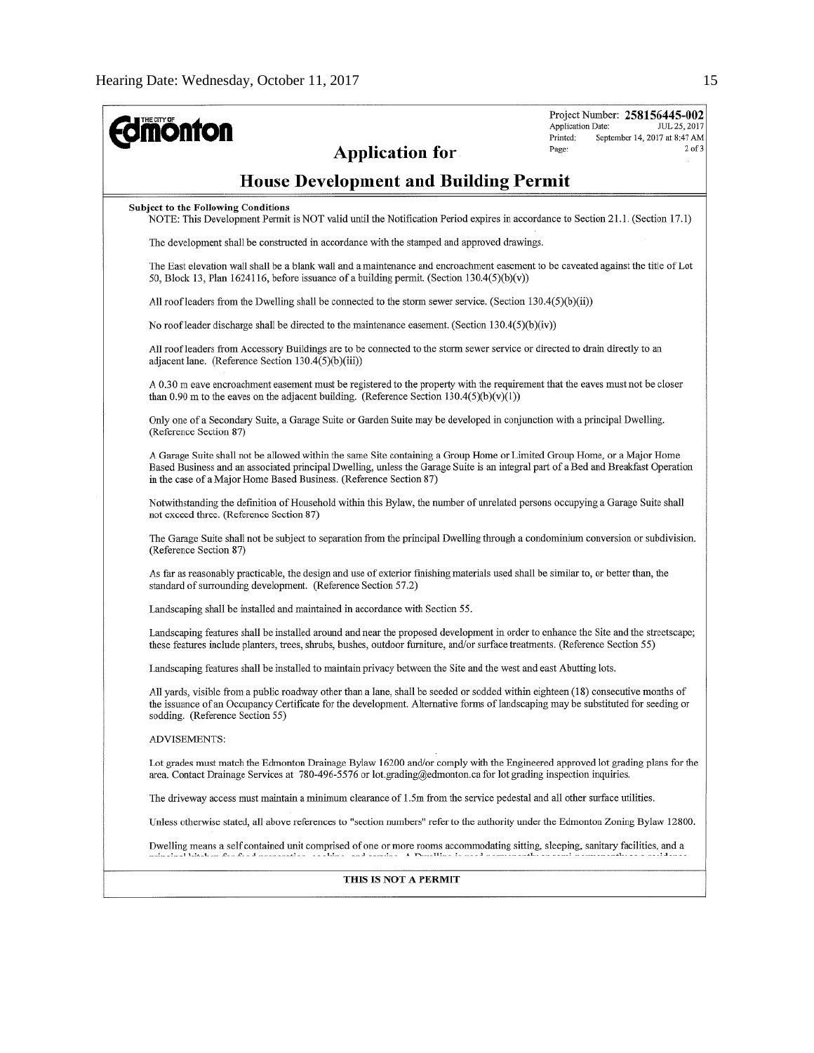**THE CITY OF Edmonton**

Project Number: **258156445-002**
Application Date: JUL 25, 2017
Printed: September 14, 2017 at 8:47 AM
Page: 2 of 3

## Application for

# House Development and Building Permit

**Subject to the Following Conditions**

NOTE: This Development Permit is NOT valid until the Notification Period expires in accordance to Section 21.1. (Section 17.1)

The development shall be constructed in accordance with the stamped and approved drawings.

The East elevation wall shall be a blank wall and a maintenance and encroachment easement to be caveated against the title of Lot 50, Block 13, Plan 1624116, before issuance of a building permit. (Section 130.4(5)(b)(v))

All roof leaders from the Dwelling shall be connected to the storm sewer service. (Section 130.4(5)(b)(ii))

No roof leader discharge shall be directed to the maintenance easement. (Section 130.4(5)(b)(iv))

All roof leaders from Accessory Buildings are to be connected to the storm sewer service or directed to drain directly to an adjacent lane. (Reference Section 130.4(5)(b)(iii))

A 0.30 m eave encroachment easement must be registered to the property with the requirement that the eaves must not be closer than 0.90 m to the eaves on the adjacent building. (Reference Section 130.4(5)(b)(v)(1))

Only one of a Secondary Suite, a Garage Suite or Garden Suite may be developed in conjunction with a principal Dwelling. (Reference Section 87)

A Garage Suite shall not be allowed within the same Site containing a Group Home or Limited Group Home, or a Major Home Based Business and an associated principal Dwelling, unless the Garage Suite is an integral part of a Bed and Breakfast Operation in the case of a Major Home Based Business. (Reference Section 87)

Notwithstanding the definition of Household within this Bylaw, the number of unrelated persons occupying a Garage Suite shall not exceed three. (Reference Section 87)

The Garage Suite shall not be subject to separation from the principal Dwelling through a condominium conversion or subdivision. (Reference Section 87)

As far as reasonably practicable, the design and use of exterior finishing materials used shall be similar to, or better than, the standard of surrounding development. (Reference Section 57.2)

Landscaping shall be installed and maintained in accordance with Section 55.

Landscaping features shall be installed around and near the proposed development in order to enhance the Site and the streetscape; these features include planters, trees, shrubs, bushes, outdoor furniture, and/or surface treatments. (Reference Section 55)

Landscaping features shall be installed to maintain privacy between the Site and the west and east Abutting lots.

All yards, visible from a public roadway other than a lane, shall be seeded or sodded within eighteen (18) consecutive months of the issuance of an Occupancy Certificate for the development. Alternative forms of landscaping may be substituted for seeding or sodding. (Reference Section 55)

ADVISEMENTS:

Lot grades must match the Edmonton Drainage Bylaw 16200 and/or comply with the Engineered approved lot grading plans for the area. Contact Drainage Services at 780-496-5576 or lot.grading@edmonton.ca for lot grading inspection inquiries.

The driveway access must maintain a minimum clearance of 1.5m from the service pedestal and all other surface utilities.

Unless otherwise stated, all above references to "section numbers" refer to the authority under the Edmonton Zoning Bylaw 12800.

Dwelling means a self contained unit comprised of one or more rooms accommodating sitting, sleeping, sanitary facilities, and a principal kitchen for food preparation, cooking, and serving. A Dwelling is used permanently or semi-permanently as a residence

**THIS IS NOT A PERMIT**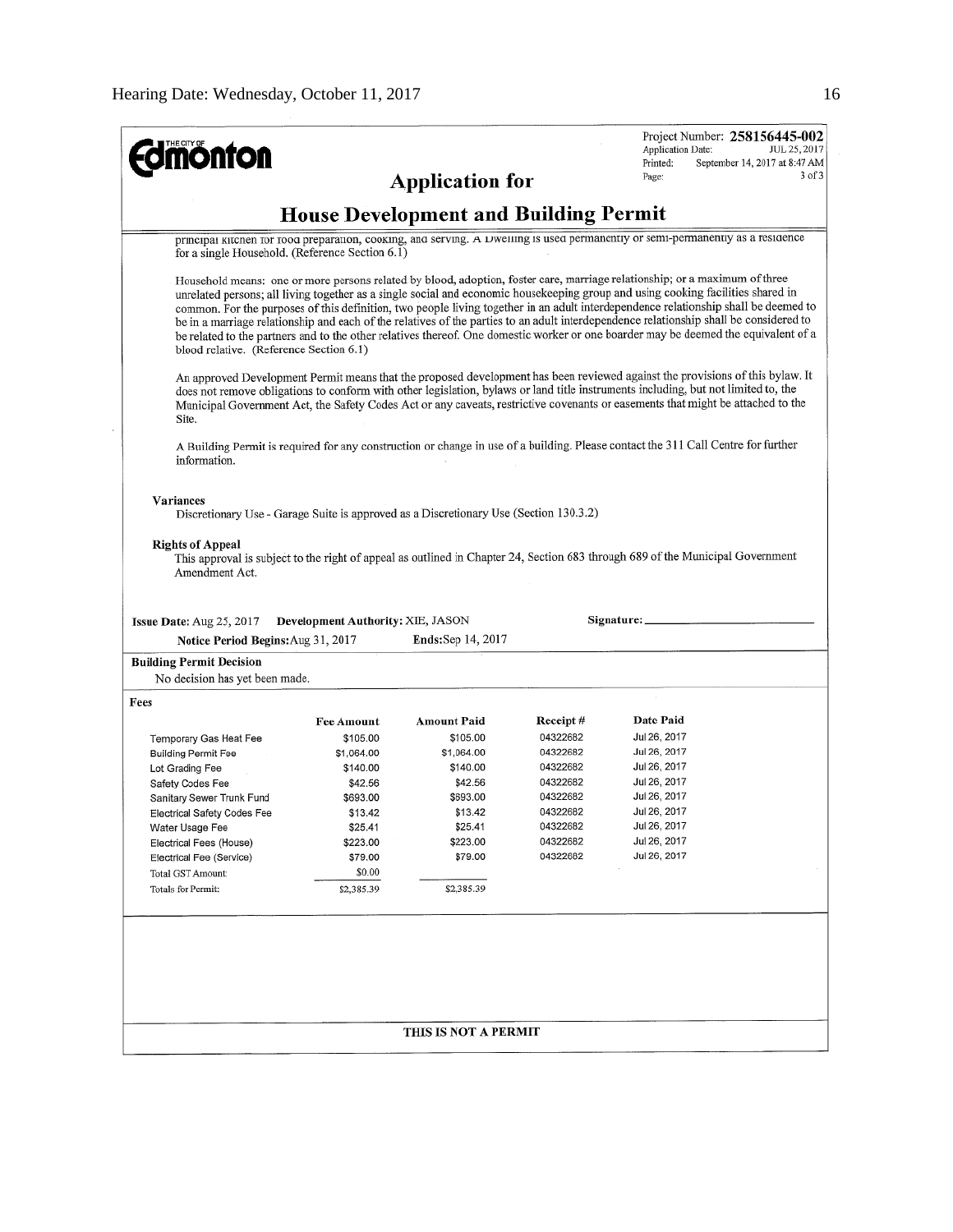**Edmonton** (THE CITY OF)

Project Number: **258156445-002**
Application Date: JUL 25, 2017
Printed: September 14, 2017 at 8:47 AM
Page: 3 of 3

## Application for

## House Development and Building Permit

principal kitchen for food preparation, cooking, and serving. A Dwelling is used permanently or semi-permanently as a residence for a single Household. (Reference Section 6.1)

Household means: one or more persons related by blood, adoption, foster care, marriage relationship; or a maximum of three unrelated persons; all living together as a single social and economic housekeeping group and using cooking facilities shared in common. For the purposes of this definition, two people living together in an adult interdependence relationship shall be deemed to be in a marriage relationship and each of the relatives of the parties to an adult interdependence relationship shall be considered to be related to the partners and to the other relatives thereof. One domestic worker or one boarder may be deemed the equivalent of a blood relative. (Reference Section 6.1)

An approved Development Permit means that the proposed development has been reviewed against the provisions of this bylaw. It does not remove obligations to conform with other legislation, bylaws or land title instruments including, but not limited to, the Municipal Government Act, the Safety Codes Act or any caveats, restrictive covenants or easements that might be attached to the Site.

A Building Permit is required for any construction or change in use of a building. Please contact the 311 Call Centre for further information.

**Variances**

Discretionary Use - Garage Suite is approved as a Discretionary Use (Section 130.3.2)

**Rights of Appeal**

This approval is subject to the right of appeal as outlined in Chapter 24, Section 683 through 689 of the Municipal Government Amendment Act.

**Issue Date:** Aug 25, 2017 **Development Authority:** XIE, JASON **Signature:** ________________

**Notice Period Begins:** Aug 31, 2017 **Ends:** Sep 14, 2017

**Building Permit Decision**

No decision has yet been made.

**Fees**

| | Fee Amount | Amount Paid | Receipt # | Date Paid |
|---|---|---|---|---|
| Temporary Gas Heat Fee | $105.00 | $105.00 | 04322682 | Jul 26, 2017 |
| Building Permit Fee | $1,064.00 | $1,064.00 | 04322682 | Jul 26, 2017 |
| Lot Grading Fee | $140.00 | $140.00 | 04322682 | Jul 26, 2017 |
| Safety Codes Fee | $42.56 | $42.56 | 04322682 | Jul 26, 2017 |
| Sanitary Sewer Trunk Fund | $693.00 | $693.00 | 04322682 | Jul 26, 2017 |
| Electrical Safety Codes Fee | $13.42 | $13.42 | 04322682 | Jul 26, 2017 |
| Water Usage Fee | $25.41 | $25.41 | 04322682 | Jul 26, 2017 |
| Electrical Fees (House) | $223.00 | $223.00 | 04322682 | Jul 26, 2017 |
| Electrical Fee (Service) | $79.00 | $79.00 | 04322682 | Jul 26, 2017 |
| Total GST Amount: | $0.00 | | | |
| Totals for Permit: | $2,385.39 | $2,385.39 | | |

**THIS IS NOT A PERMIT**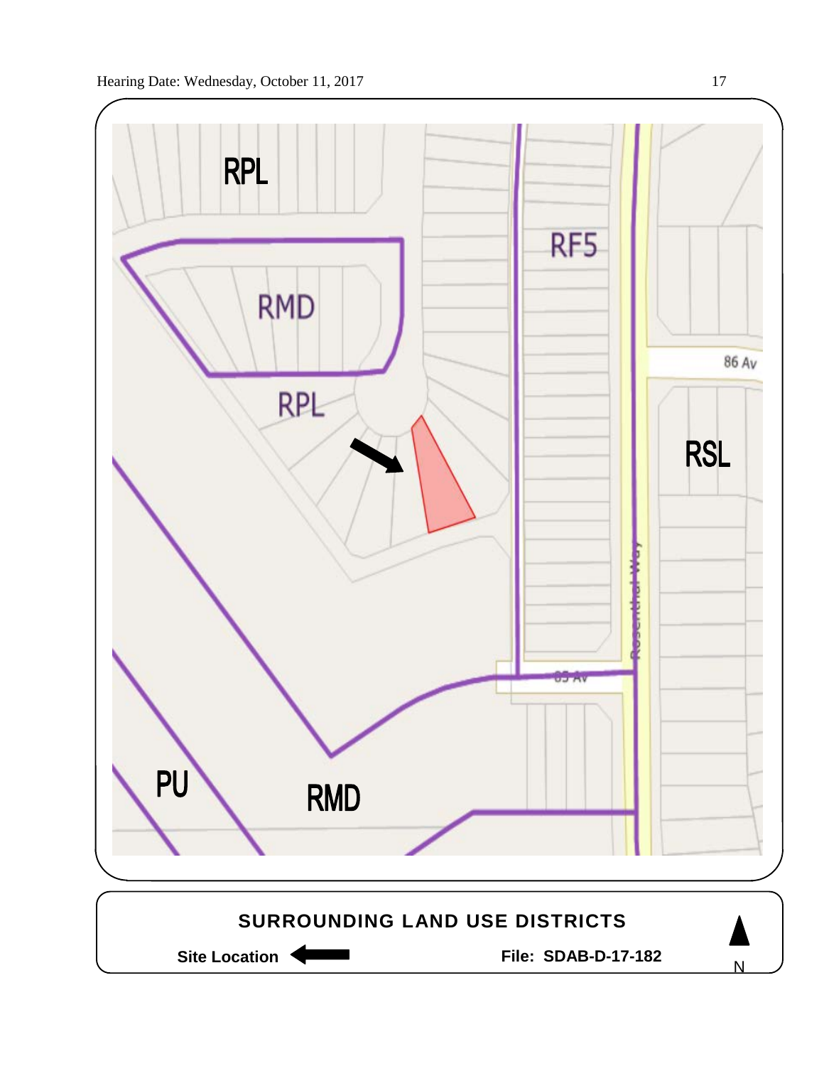RPL

RMD

RPL

RF5

86 Av

RSL

Rosenthal Way

85 Av

PU

RMD

**SURROUNDING LAND USE DISTRICTS**

**Site Location** ⟵

**File: SDAB-D-17-182**

N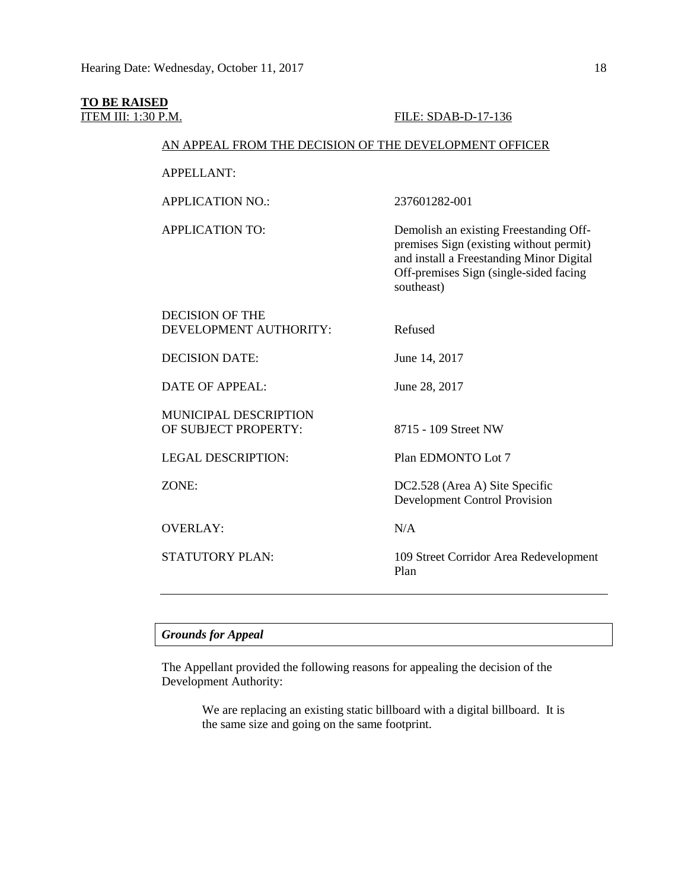**TO BE RAISED**

ITEM III: 1:30 P.M. FILE: SDAB-D-17-136

AN APPEAL FROM THE DECISION OF THE DEVELOPMENT OFFICER

| | |
|---|---|
| APPELLANT: | |
| APPLICATION NO.: | 237601282-001 |
| APPLICATION TO: | Demolish an existing Freestanding Off-premises Sign (existing without permit) and install a Freestanding Minor Digital Off-premises Sign (single-sided facing southeast) |
| DECISION OF THE DEVELOPMENT AUTHORITY: | Refused |
| DECISION DATE: | June 14, 2017 |
| DATE OF APPEAL: | June 28, 2017 |
| MUNICIPAL DESCRIPTION OF SUBJECT PROPERTY: | 8715 - 109 Street NW |
| LEGAL DESCRIPTION: | Plan EDMONTO Lot 7 |
| ZONE: | DC2.528 (Area A) Site Specific Development Control Provision |
| OVERLAY: | N/A |
| STATUTORY PLAN: | 109 Street Corridor Area Redevelopment Plan |

---

*Grounds for Appeal*

The Appellant provided the following reasons for appealing the decision of the Development Authority:

> We are replacing an existing static billboard with a digital billboard. It is the same size and going on the same footprint.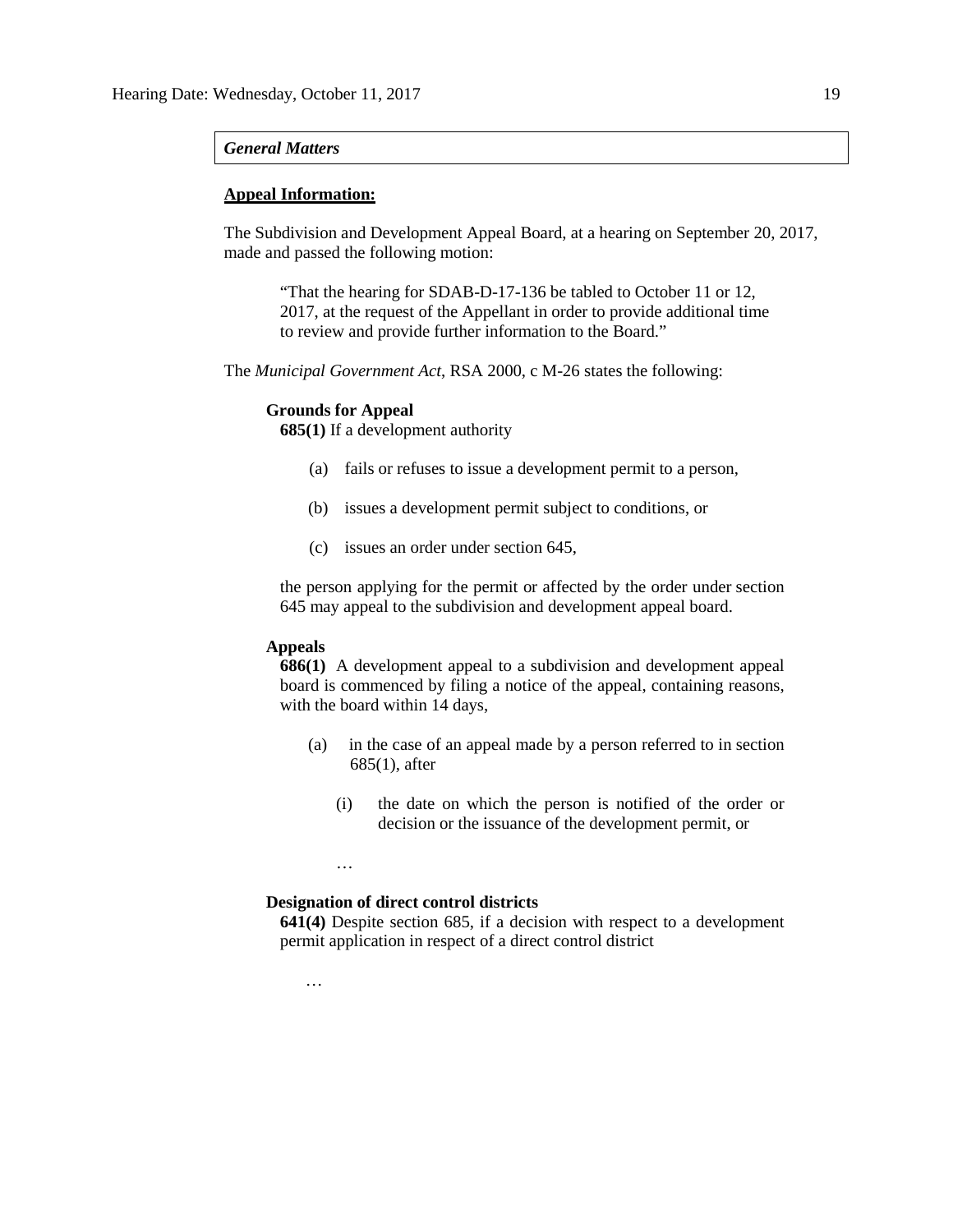*General Matters*

**Appeal Information:**

The Subdivision and Development Appeal Board, at a hearing on September 20, 2017, made and passed the following motion:

> "That the hearing for SDAB-D-17-136 be tabled to October 11 or 12, 2017, at the request of the Appellant in order to provide additional time to review and provide further information to the Board."

The *Municipal Government Act*, RSA 2000, c M-26 states the following:

**Grounds for Appeal**

**685(1)** If a development authority

(a) fails or refuses to issue a development permit to a person,

(b) issues a development permit subject to conditions, or

(c) issues an order under section 645,

the person applying for the permit or affected by the order under section 645 may appeal to the subdivision and development appeal board.

**Appeals**

**686(1)** A development appeal to a subdivision and development appeal board is commenced by filing a notice of the appeal, containing reasons, with the board within 14 days,

(a) in the case of an appeal made by a person referred to in section 685(1), after

(i) the date on which the person is notified of the order or decision or the issuance of the development permit, or

…

**Designation of direct control districts**

**641(4)** Despite section 685, if a decision with respect to a development permit application in respect of a direct control district

…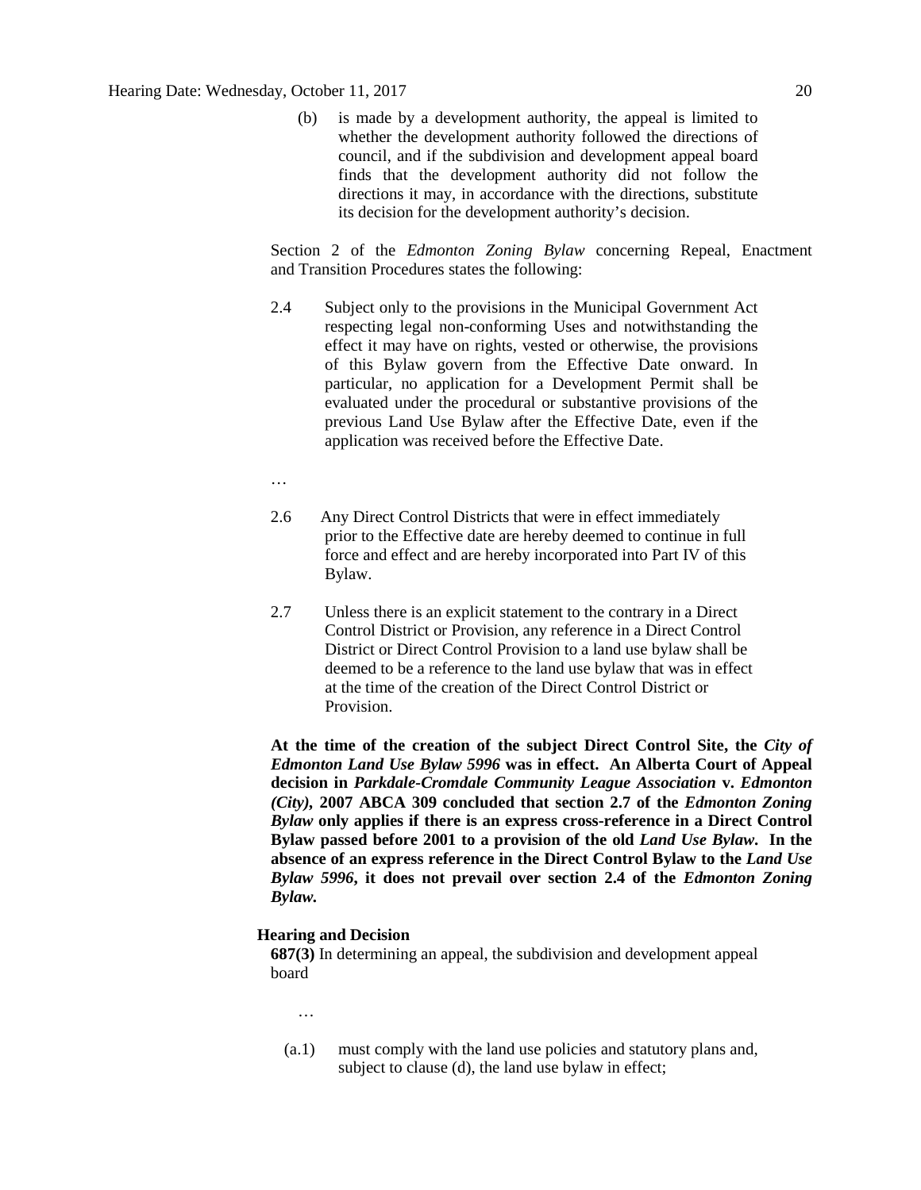(b) is made by a development authority, the appeal is limited to whether the development authority followed the directions of council, and if the subdivision and development appeal board finds that the development authority did not follow the directions it may, in accordance with the directions, substitute its decision for the development authority's decision.

Section 2 of the *Edmonton Zoning Bylaw* concerning Repeal, Enactment and Transition Procedures states the following:

2.4 Subject only to the provisions in the Municipal Government Act respecting legal non-conforming Uses and notwithstanding the effect it may have on rights, vested or otherwise, the provisions of this Bylaw govern from the Effective Date onward. In particular, no application for a Development Permit shall be evaluated under the procedural or substantive provisions of the previous Land Use Bylaw after the Effective Date, even if the application was received before the Effective Date.

…

2.6 Any Direct Control Districts that were in effect immediately prior to the Effective date are hereby deemed to continue in full force and effect and are hereby incorporated into Part IV of this Bylaw.

2.7 Unless there is an explicit statement to the contrary in a Direct Control District or Provision, any reference in a Direct Control District or Direct Control Provision to a land use bylaw shall be deemed to be a reference to the land use bylaw that was in effect at the time of the creation of the Direct Control District or Provision.

**At the time of the creation of the subject Direct Control Site, the *City of Edmonton Land Use Bylaw 5996* was in effect. An Alberta Court of Appeal decision in *Parkdale-Cromdale Community League Association* v. *Edmonton (City)*, 2007 ABCA 309 concluded that section 2.7 of the *Edmonton Zoning Bylaw* only applies if there is an express cross-reference in a Direct Control Bylaw passed before 2001 to a provision of the old *Land Use Bylaw*. In the absence of an express reference in the Direct Control Bylaw to the *Land Use Bylaw 5996*, it does not prevail over section 2.4 of the *Edmonton Zoning Bylaw.***

**Hearing and Decision**

**687(3)** In determining an appeal, the subdivision and development appeal board

…

(a.1) must comply with the land use policies and statutory plans and, subject to clause (d), the land use bylaw in effect;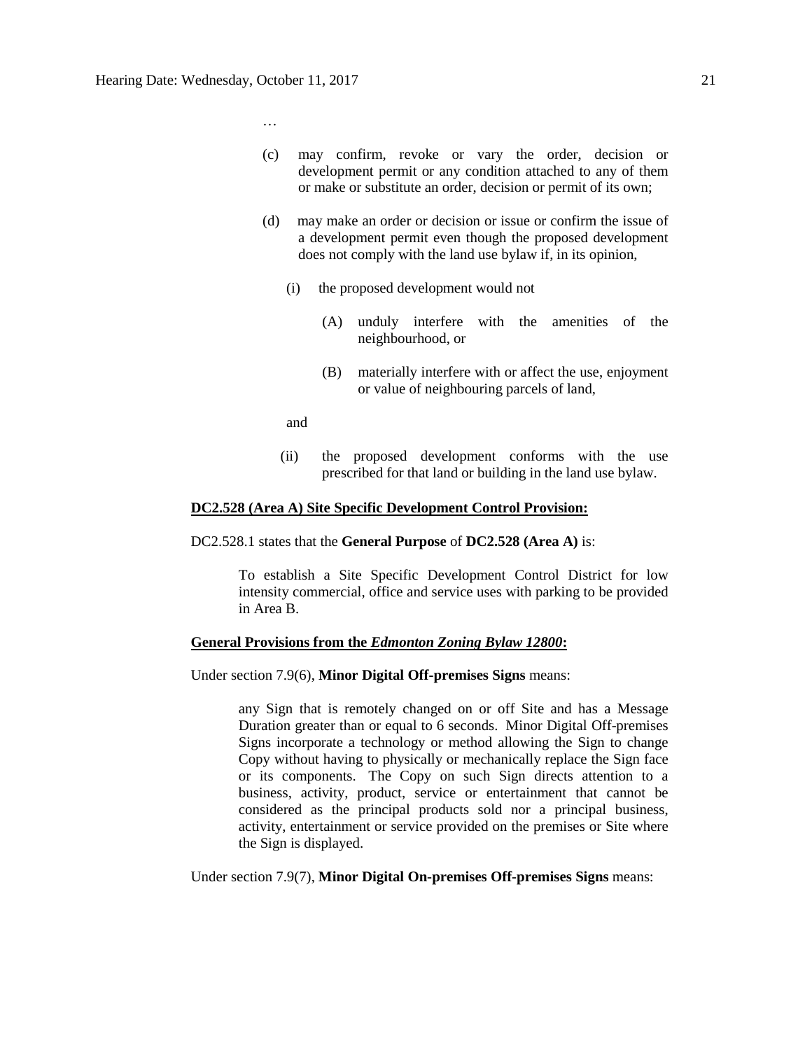…

(c) may confirm, revoke or vary the order, decision or development permit or any condition attached to any of them or make or substitute an order, decision or permit of its own;

(d) may make an order or decision or issue or confirm the issue of a development permit even though the proposed development does not comply with the land use bylaw if, in its opinion,

(i) the proposed development would not

(A) unduly interfere with the amenities of the neighbourhood, or

(B) materially interfere with or affect the use, enjoyment or value of neighbouring parcels of land,

and

(ii) the proposed development conforms with the use prescribed for that land or building in the land use bylaw.

**DC2.528 (Area A) Site Specific Development Control Provision:**

DC2.528.1 states that the **General Purpose** of **DC2.528 (Area A)** is:

> To establish a Site Specific Development Control District for low intensity commercial, office and service uses with parking to be provided in Area B.

**General Provisions from the *Edmonton Zoning Bylaw 12800*:**

Under section 7.9(6), **Minor Digital Off-premises Signs** means:

> any Sign that is remotely changed on or off Site and has a Message Duration greater than or equal to 6 seconds. Minor Digital Off-premises Signs incorporate a technology or method allowing the Sign to change Copy without having to physically or mechanically replace the Sign face or its components. The Copy on such Sign directs attention to a business, activity, product, service or entertainment that cannot be considered as the principal products sold nor a principal business, activity, entertainment or service provided on the premises or Site where the Sign is displayed.

Under section 7.9(7), **Minor Digital On-premises Off-premises Signs** means: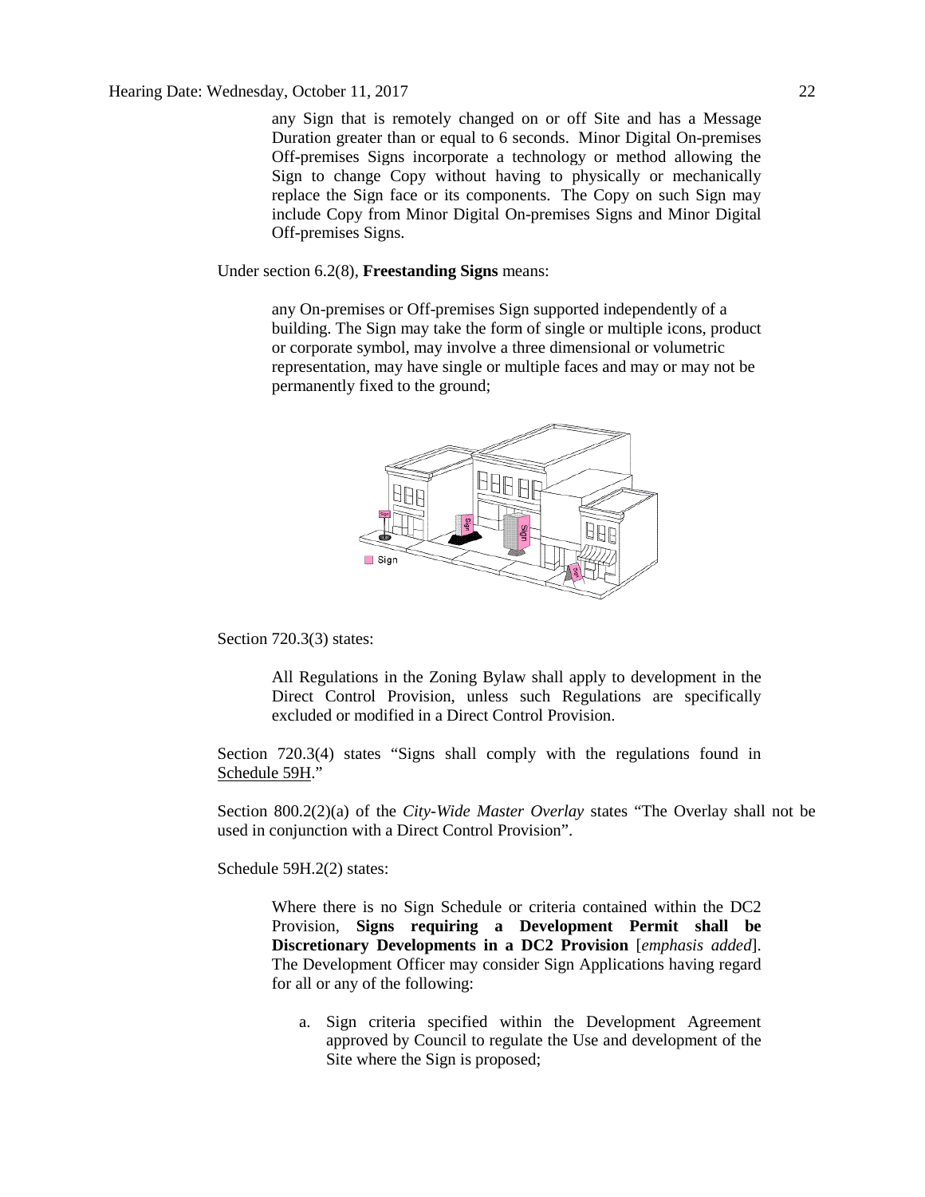any Sign that is remotely changed on or off Site and has a Message Duration greater than or equal to 6 seconds. Minor Digital On-premises Off-premises Signs incorporate a technology or method allowing the Sign to change Copy without having to physically or mechanically replace the Sign face or its components. The Copy on such Sign may include Copy from Minor Digital On-premises Signs and Minor Digital Off-premises Signs.

Under section 6.2(8), **Freestanding Signs** means:

> any On-premises or Off-premises Sign supported independently of a building. The Sign may take the form of single or multiple icons, product or corporate symbol, may involve a three dimensional or volumetric representation, may have single or multiple faces and may or may not be permanently fixed to the ground;

Section 720.3(3) states:

> All Regulations in the Zoning Bylaw shall apply to development in the Direct Control Provision, unless such Regulations are specifically excluded or modified in a Direct Control Provision.

Section 720.3(4) states "Signs shall comply with the regulations found in Schedule 59H."

Section 800.2(2)(a) of the *City-Wide Master Overlay* states "The Overlay shall not be used in conjunction with a Direct Control Provision".

Schedule 59H.2(2) states:

> Where there is no Sign Schedule or criteria contained within the DC2 Provision, **Signs requiring a Development Permit shall be Discretionary Developments in a DC2 Provision** [*emphasis added*]. The Development Officer may consider Sign Applications having regard for all or any of the following:
>
> a. Sign criteria specified within the Development Agreement approved by Council to regulate the Use and development of the Site where the Sign is proposed;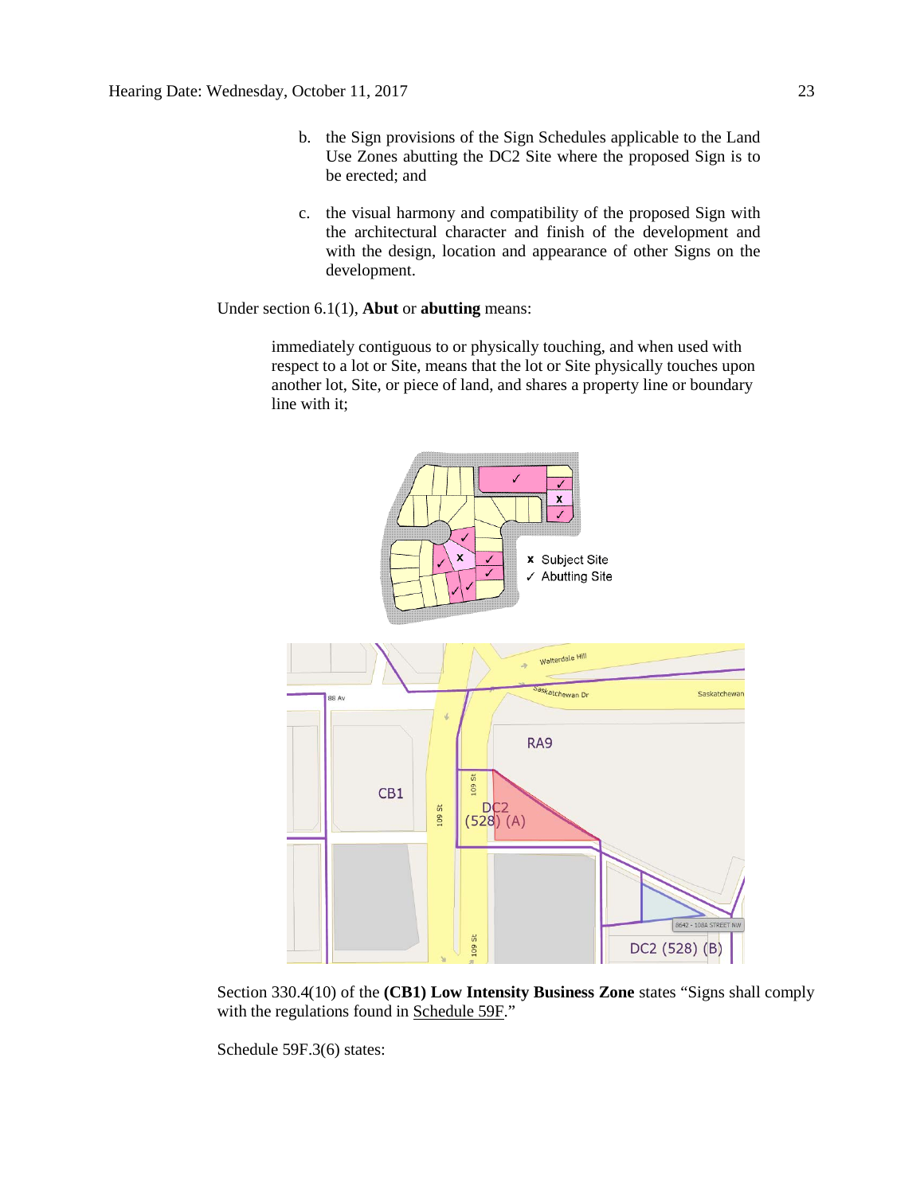b. the Sign provisions of the Sign Schedules applicable to the Land Use Zones abutting the DC2 Site where the proposed Sign is to be erected; and

c. the visual harmony and compatibility of the proposed Sign with the architectural character and finish of the development and with the design, location and appearance of other Signs on the development.

Under section 6.1(1), **Abut** or **abutting** means:

> immediately contiguous to or physically touching, and when used with respect to a lot or Site, means that the lot or Site physically touches upon another lot, Site, or piece of land, and shares a property line or boundary line with it;

Section 330.4(10) of the **(CB1) Low Intensity Business Zone** states "Signs shall comply with the regulations found in Schedule 59F."

Schedule 59F.3(6) states: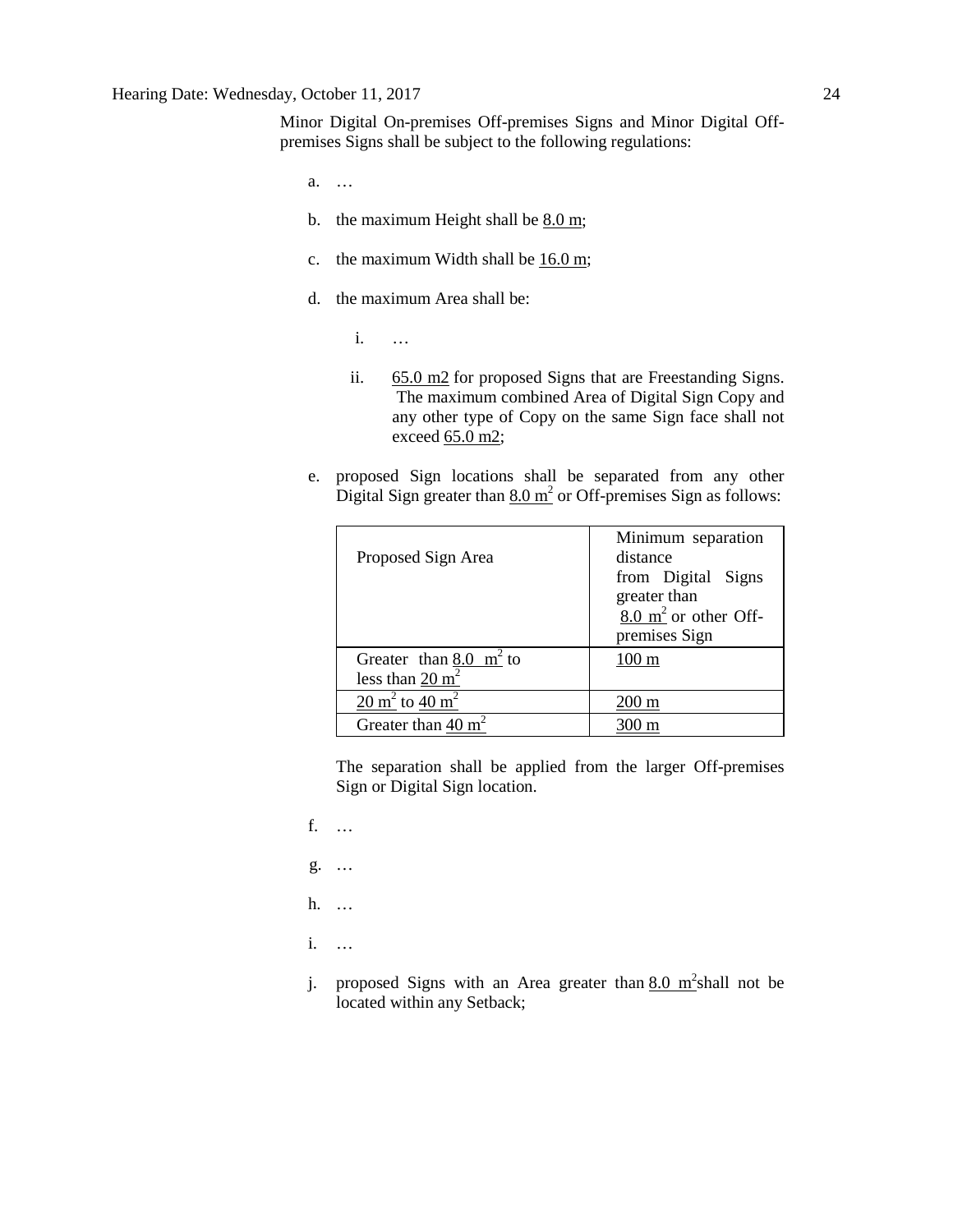Minor Digital On-premises Off-premises Signs and Minor Digital Off-premises Signs shall be subject to the following regulations:

a. …

b. the maximum Height shall be 8.0 m;

c. the maximum Width shall be 16.0 m;

d. the maximum Area shall be:

   i. …

   ii. 65.0 m2 for proposed Signs that are Freestanding Signs. The maximum combined Area of Digital Sign Copy and any other type of Copy on the same Sign face shall not exceed 65.0 m2;

e. proposed Sign locations shall be separated from any other Digital Sign greater than 8.0 $m^2$ or Off-premises Sign as follows:

| Proposed Sign Area | Minimum separation distance from Digital Signs greater than 8.0 $m^2$ or other Off-premises Sign |
|---|---|
| Greater than 8.0 $m^2$ to less than 20 $m^2$ | 100 m |
| 20 $m^2$ to 40 $m^2$ | 200 m |
| Greater than 40 $m^2$ | 300 m |

The separation shall be applied from the larger Off-premises Sign or Digital Sign location.

f. …

g. …

h. …

i. …

j. proposed Signs with an Area greater than 8.0 $m^2$ shall not be located within any Setback;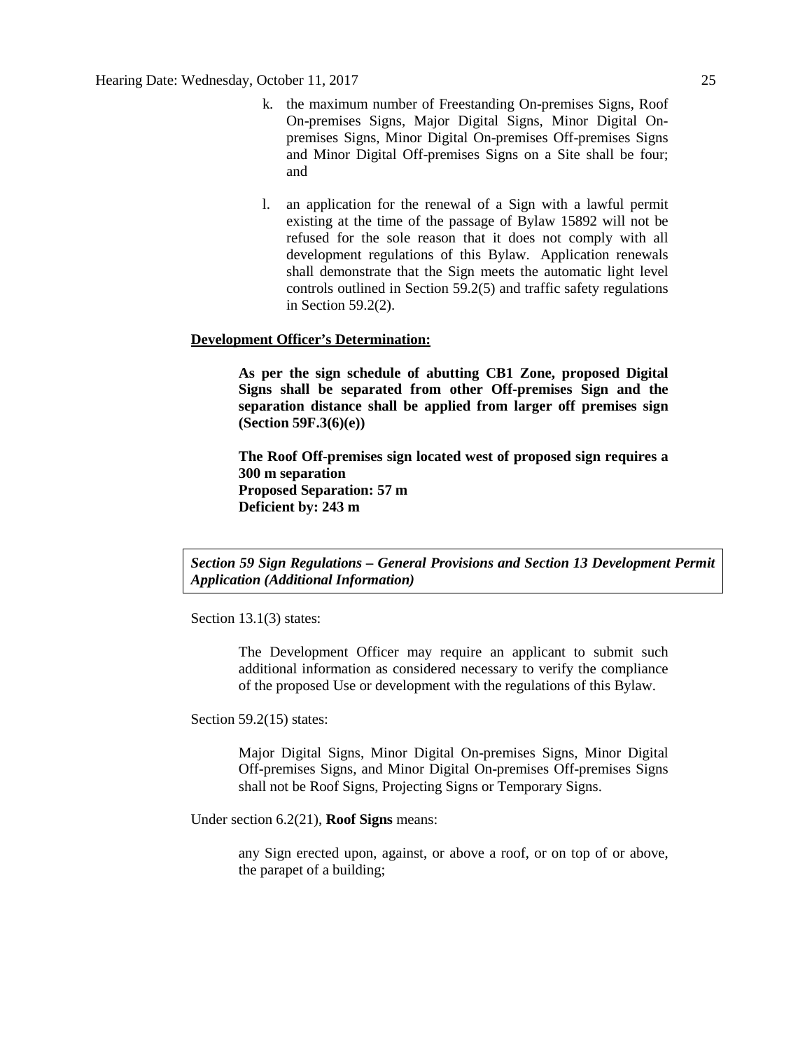k. the maximum number of Freestanding On-premises Signs, Roof On-premises Signs, Major Digital Signs, Minor Digital On-premises Signs, Minor Digital On-premises Off-premises Signs and Minor Digital Off-premises Signs on a Site shall be four; and

l. an application for the renewal of a Sign with a lawful permit existing at the time of the passage of Bylaw 15892 will not be refused for the sole reason that it does not comply with all development regulations of this Bylaw. Application renewals shall demonstrate that the Sign meets the automatic light level controls outlined in Section 59.2(5) and traffic safety regulations in Section 59.2(2).

**Development Officer's Determination:**

**As per the sign schedule of abutting CB1 Zone, proposed Digital Signs shall be separated from other Off-premises Sign and the separation distance shall be applied from larger off premises sign (Section 59F.3(6)(e))**

**The Roof Off-premises sign located west of proposed sign requires a 300 m separation**
**Proposed Separation: 57 m**
**Deficient by: 243 m**

***Section 59 Sign Regulations – General Provisions and Section 13 Development Permit Application (Additional Information)***

Section 13.1(3) states:

The Development Officer may require an applicant to submit such additional information as considered necessary to verify the compliance of the proposed Use or development with the regulations of this Bylaw.

Section 59.2(15) states:

Major Digital Signs, Minor Digital On-premises Signs, Minor Digital Off-premises Signs, and Minor Digital On-premises Off-premises Signs shall not be Roof Signs, Projecting Signs or Temporary Signs.

Under section 6.2(21), **Roof Signs** means:

any Sign erected upon, against, or above a roof, or on top of or above, the parapet of a building;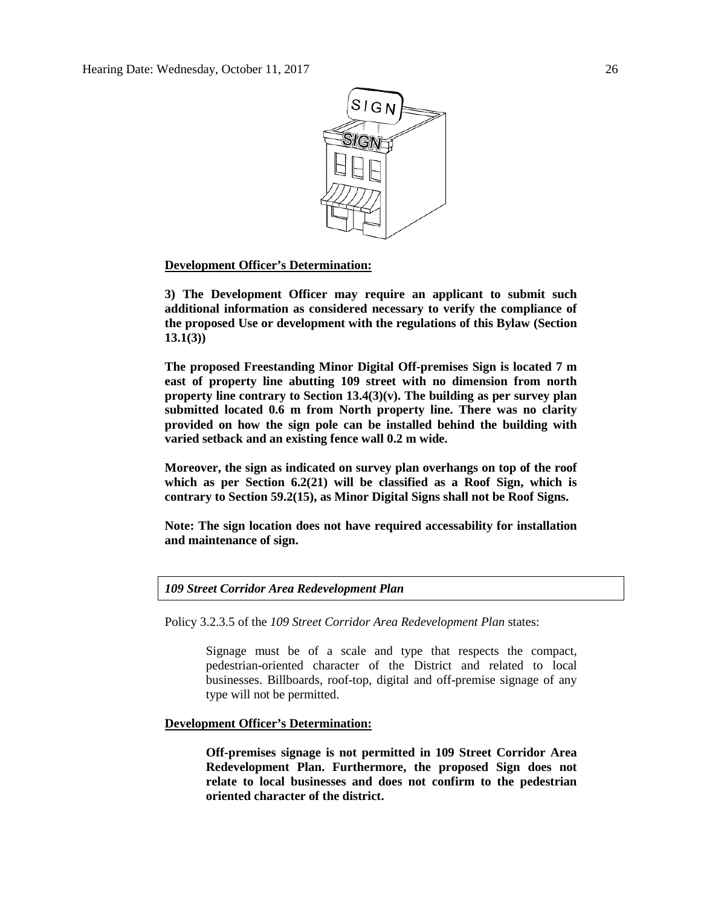**Development Officer's Determination:**

**3) The Development Officer may require an applicant to submit such additional information as considered necessary to verify the compliance of the proposed Use or development with the regulations of this Bylaw (Section 13.1(3))**

**The proposed Freestanding Minor Digital Off-premises Sign is located 7 m east of property line abutting 109 street with no dimension from north property line contrary to Section 13.4(3)(v). The building as per survey plan submitted located 0.6 m from North property line. There was no clarity provided on how the sign pole can be installed behind the building with varied setback and an existing fence wall 0.2 m wide.**

**Moreover, the sign as indicated on survey plan overhangs on top of the roof which as per Section 6.2(21) will be classified as a Roof Sign, which is contrary to Section 59.2(15), as Minor Digital Signs shall not be Roof Signs.**

**Note: The sign location does not have required accessability for installation and maintenance of sign.**

***109 Street Corridor Area Redevelopment Plan***

Policy 3.2.3.5 of the *109 Street Corridor Area Redevelopment Plan* states:

> Signage must be of a scale and type that respects the compact, pedestrian-oriented character of the District and related to local businesses. Billboards, roof-top, digital and off-premise signage of any type will not be permitted.

**Development Officer's Determination:**

> **Off-premises signage is not permitted in 109 Street Corridor Area Redevelopment Plan. Furthermore, the proposed Sign does not relate to local businesses and does not confirm to the pedestrian oriented character of the district.**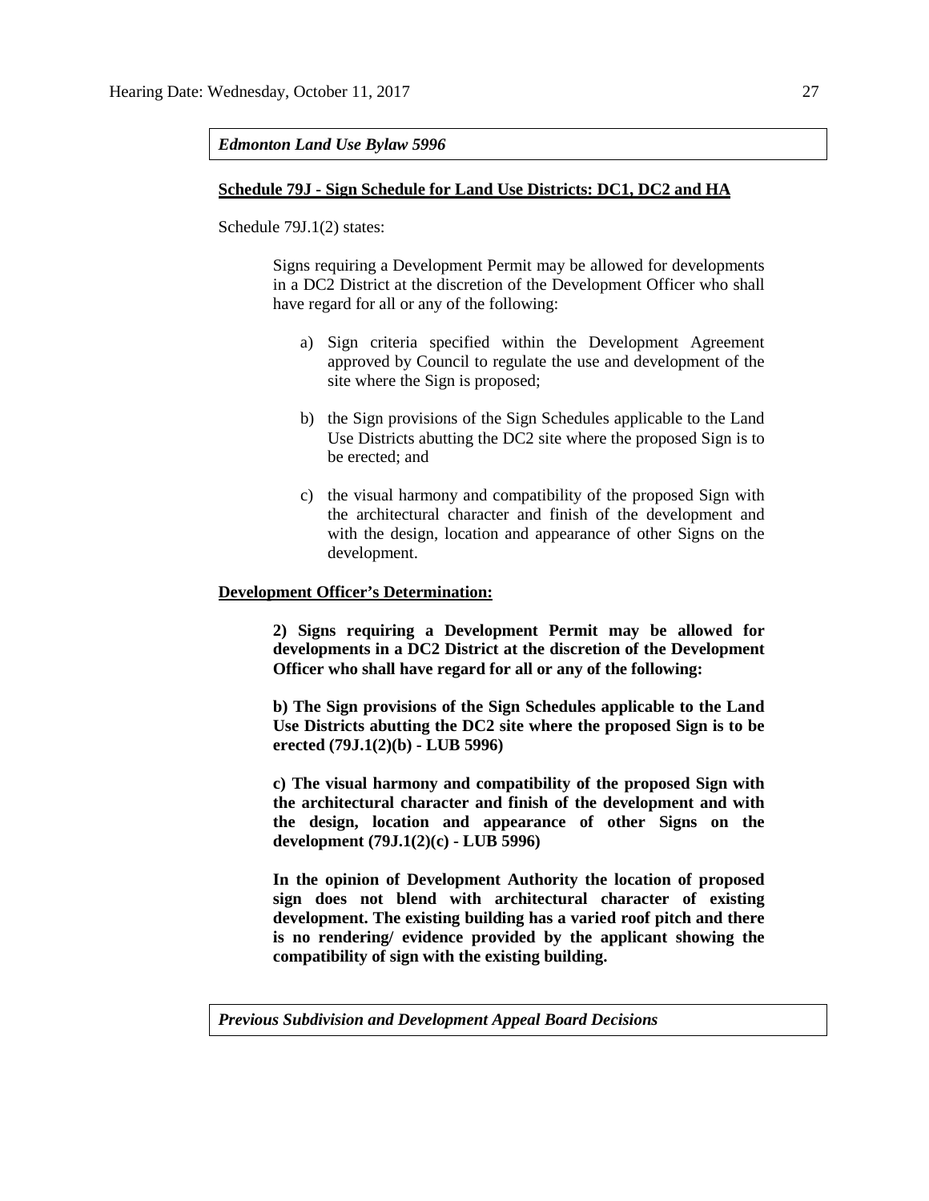***Edmonton Land Use Bylaw 5996***

**Schedule 79J - Sign Schedule for Land Use Districts: DC1, DC2 and HA**

Schedule 79J.1(2) states:

> Signs requiring a Development Permit may be allowed for developments in a DC2 District at the discretion of the Development Officer who shall have regard for all or any of the following:
>
> a) Sign criteria specified within the Development Agreement approved by Council to regulate the use and development of the site where the Sign is proposed;
>
> b) the Sign provisions of the Sign Schedules applicable to the Land Use Districts abutting the DC2 site where the proposed Sign is to be erected; and
>
> c) the visual harmony and compatibility of the proposed Sign with the architectural character and finish of the development and with the design, location and appearance of other Signs on the development.

**Development Officer's Determination:**

> **2) Signs requiring a Development Permit may be allowed for developments in a DC2 District at the discretion of the Development Officer who shall have regard for all or any of the following:**
>
> **b) The Sign provisions of the Sign Schedules applicable to the Land Use Districts abutting the DC2 site where the proposed Sign is to be erected (79J.1(2)(b) - LUB 5996)**
>
> **c) The visual harmony and compatibility of the proposed Sign with the architectural character and finish of the development and with the design, location and appearance of other Signs on the development (79J.1(2)(c) - LUB 5996)**
>
> **In the opinion of Development Authority the location of proposed sign does not blend with architectural character of existing development. The existing building has a varied roof pitch and there is no rendering/ evidence provided by the applicant showing the compatibility of sign with the existing building.**

***Previous Subdivision and Development Appeal Board Decisions***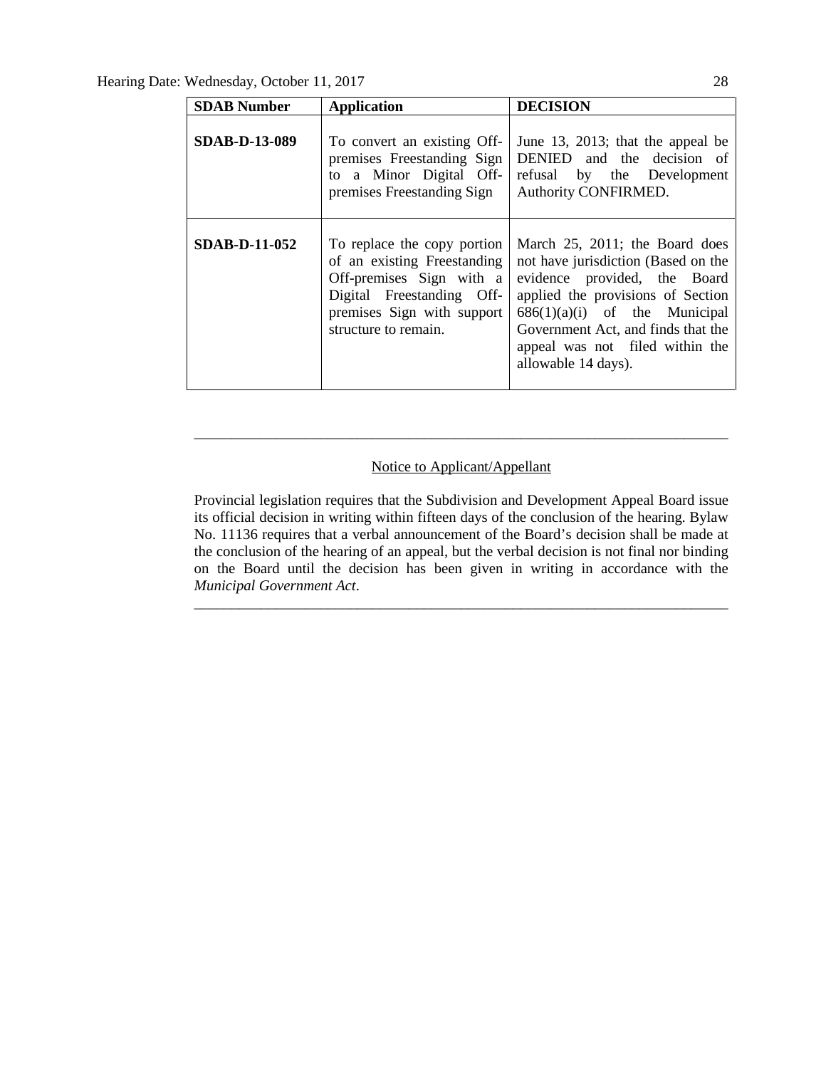| SDAB Number | Application | DECISION |
|---|---|---|
| **SDAB-D-13-089** | To convert an existing Off-premises Freestanding Sign to a Minor Digital Off-premises Freestanding Sign | June 13, 2013; that the appeal be DENIED and the decision of refusal by the Development Authority CONFIRMED. |
| **SDAB-D-11-052** | To replace the copy portion of an existing Freestanding Off-premises Sign with a Digital Freestanding Off-premises Sign with support structure to remain. | March 25, 2011; the Board does not have jurisdiction (Based on the evidence provided, the Board applied the provisions of Section 686(1)(a)(i) of the Municipal Government Act, and finds that the appeal was not filed within the allowable 14 days). |

---

Notice to Applicant/Appellant

Provincial legislation requires that the Subdivision and Development Appeal Board issue its official decision in writing within fifteen days of the conclusion of the hearing. Bylaw No. 11136 requires that a verbal announcement of the Board's decision shall be made at the conclusion of the hearing of an appeal, but the verbal decision is not final nor binding on the Board until the decision has been given in writing in accordance with the *Municipal Government Act*.

---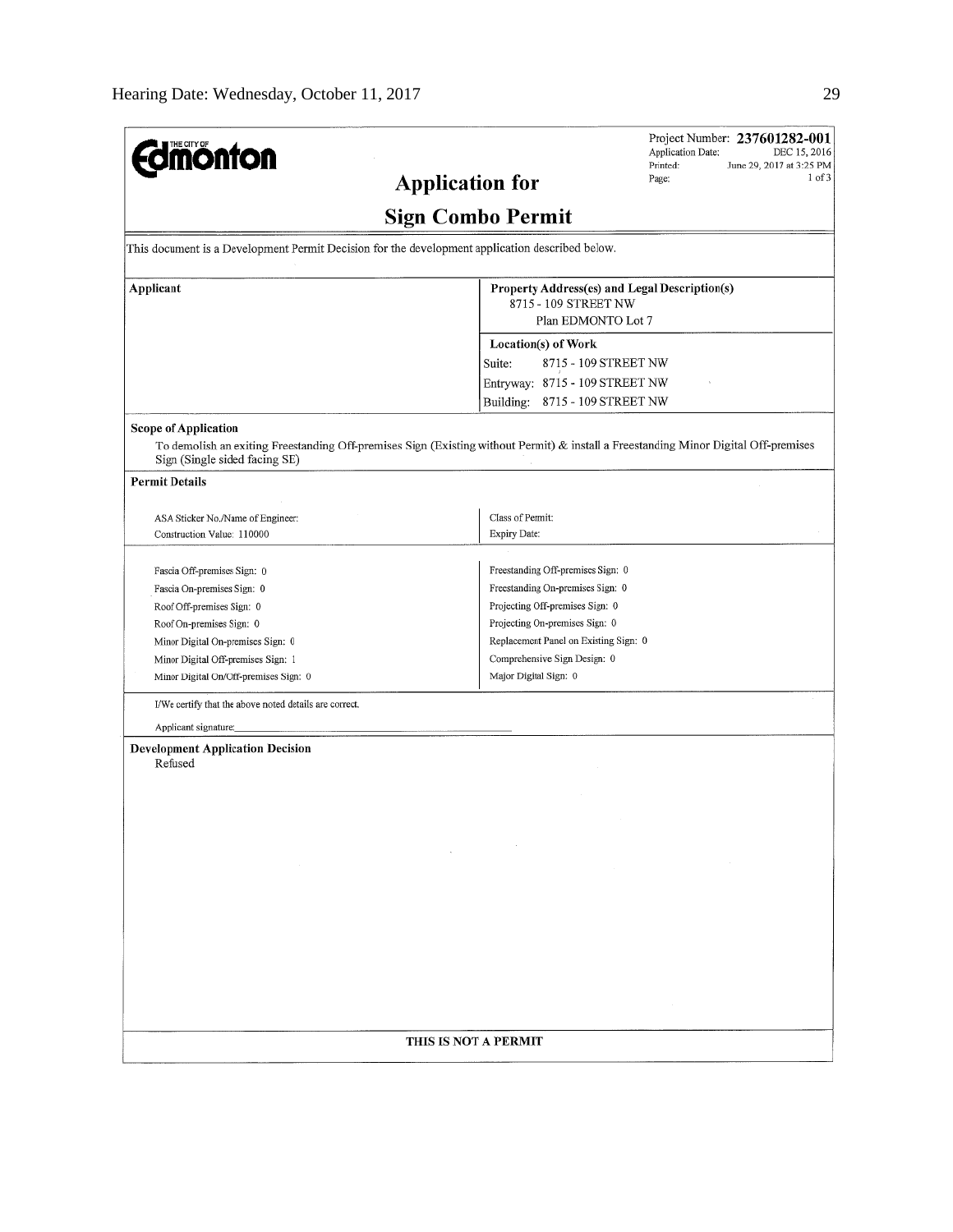THE CITY OF **Edmonton**

Project Number: **237601282-001**
Application Date: DEC 15, 2016
Printed: June 29, 2017 at 3:25 PM
Page: 1 of 3

# Application for

# Sign Combo Permit

This document is a Development Permit Decision for the development application described below.

| Applicant | Property Address(es) and Legal Description(s) |
|---|---|
| | 8715 - 109 STREET NW<br>Plan EDMONTO Lot 7 |
| | **Location(s) of Work** |
| | Suite: 8715 - 109 STREET NW |
| | Entryway: 8715 - 109 STREET NW |
| | Building: 8715 - 109 STREET NW |

**Scope of Application**

To demolish an exiting Freestanding Off-premises Sign (Existing without Permit) & install a Freestanding Minor Digital Off-premises Sign (Single sided facing SE)

**Permit Details**

| | |
|---|---|
| ASA Sticker No./Name of Engineer: | Class of Permit: |
| Construction Value: 110000 | Expiry Date: |
| | |
| Fascia Off-premises Sign: 0 | Freestanding Off-premises Sign: 0 |
| Fascia On-premises Sign: 0 | Freestanding On-premises Sign: 0 |
| Roof Off-premises Sign: 0 | Projecting Off-premises Sign: 0 |
| Roof On-premises Sign: 0 | Projecting On-premises Sign: 0 |
| Minor Digital On-premises Sign: 0 | Replacement Panel on Existing Sign: 0 |
| Minor Digital Off-premises Sign: 1 | Comprehensive Sign Design: 0 |
| Minor Digital On/Off-premises Sign: 0 | Major Digital Sign: 0 |

I/We certify that the above noted details are correct.

Applicant signature:\_\_\_\_\_\_\_\_\_\_\_\_\_\_\_\_\_\_\_\_\_\_\_\_\_\_\_\_\_\_

**Development Application Decision**

Refused

**THIS IS NOT A PERMIT**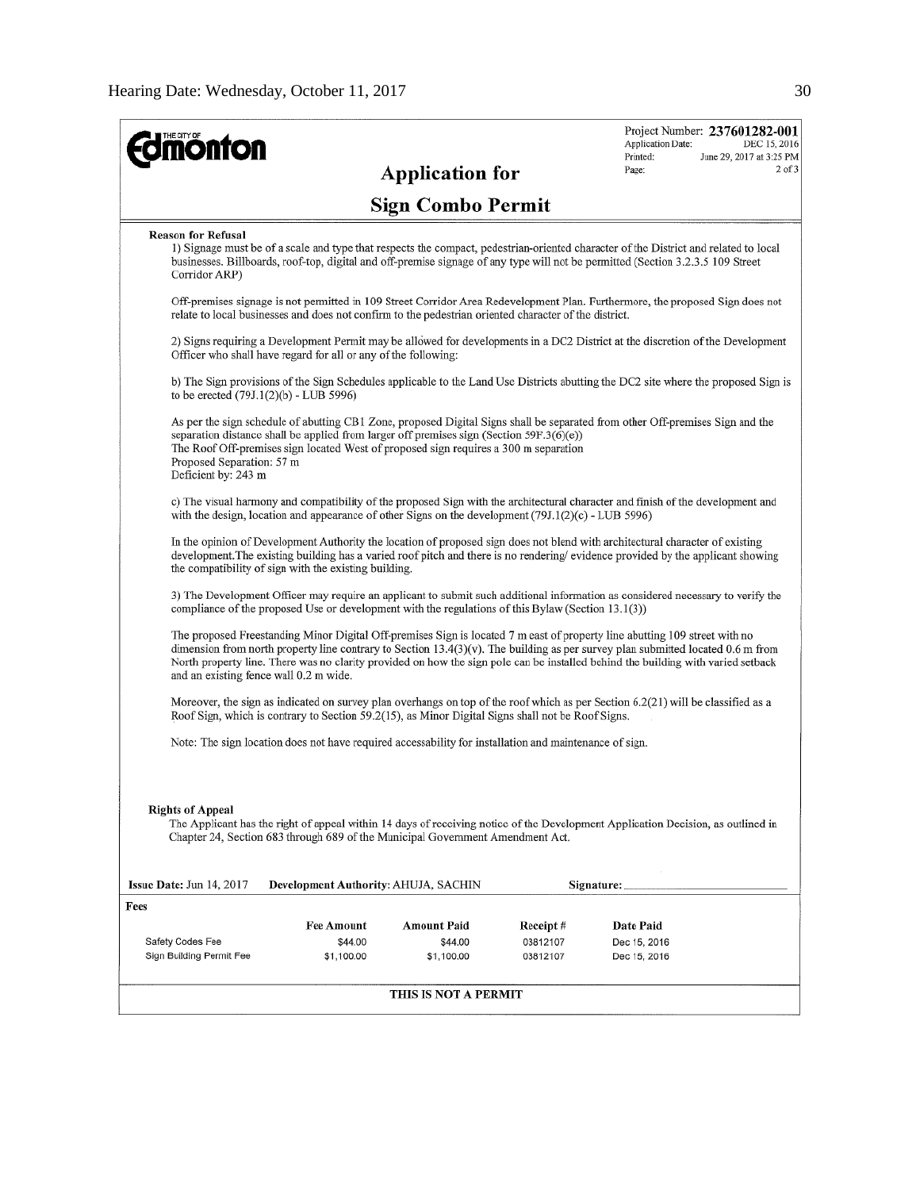Project Number: **237601282-001**
Application Date: DEC 15, 2016
Printed: June 29, 2017 at 3:25 PM
Page: 2 of 3

# Application for
# Sign Combo Permit

**Reason for Refusal**

1) Signage must be of a scale and type that respects the compact, pedestrian-oriented character of the District and related to local businesses. Billboards, roof-top, digital and off-premise signage of any type will not be permitted (Section 3.2.3.5 109 Street Corridor ARP)

Off-premises signage is not permitted in 109 Street Corridor Area Redevelopment Plan. Furthermore, the proposed Sign does not relate to local businesses and does not confirm to the pedestrian oriented character of the district.

2) Signs requiring a Development Permit may be allowed for developments in a DC2 District at the discretion of the Development Officer who shall have regard for all or any of the following:

b) The Sign provisions of the Sign Schedules applicable to the Land Use Districts abutting the DC2 site where the proposed Sign is to be erected (79J.1(2)(b) - LUB 5996)

As per the sign schedule of abutting CB1 Zone, proposed Digital Signs shall be separated from other Off-premises Sign and the separation distance shall be applied from larger off premises sign (Section 59F.3(6)(e))
The Roof Off-premises sign located West of proposed sign requires a 300 m separation
Proposed Separation: 57 m
Deficient by: 243 m

c) The visual harmony and compatibility of the proposed Sign with the architectural character and finish of the development and with the design, location and appearance of other Signs on the development (79J.1(2)(c) - LUB 5996)

In the opinion of Development Authority the location of proposed sign does not blend with architectural character of existing development.The existing building has a varied roof pitch and there is no rendering/ evidence provided by the applicant showing the compatibility of sign with the existing building.

3) The Development Officer may require an applicant to submit such additional information as considered necessary to verify the compliance of the proposed Use or development with the regulations of this Bylaw (Section 13.1(3))

The proposed Freestanding Minor Digital Off-premises Sign is located 7 m east of property line abutting 109 street with no dimension from north property line contrary to Section 13.4(3)(v). The building as per survey plan submitted located 0.6 m from North property line. There was no clarity provided on how the sign pole can be installed behind the building with varied setback and an existing fence wall 0.2 m wide.

Moreover, the sign as indicated on survey plan overhangs on top of the roof which as per Section 6.2(21) will be classified as a Roof Sign, which is contrary to Section 59.2(15), as Minor Digital Signs shall not be Roof Signs.

Note: The sign location does not have required accessability for installation and maintenance of sign.

**Rights of Appeal**

The Applicant has the right of appeal within 14 days of receiving notice of the Development Application Decision, as outlined in Chapter 24, Section 683 through 689 of the Municipal Government Amendment Act.

**Issue Date:** Jun 14, 2017 **Development Authority:** AHUJA, SACHIN **Signature:** ____________

**Fees**

| | Fee Amount | Amount Paid | Receipt # | Date Paid |
|---|---|---|---|---|
| Safety Codes Fee | $44.00 | $44.00 | 03812107 | Dec 15, 2016 |
| Sign Building Permit Fee | $1,100.00 | $1,100.00 | 03812107 | Dec 15, 2016 |

**THIS IS NOT A PERMIT**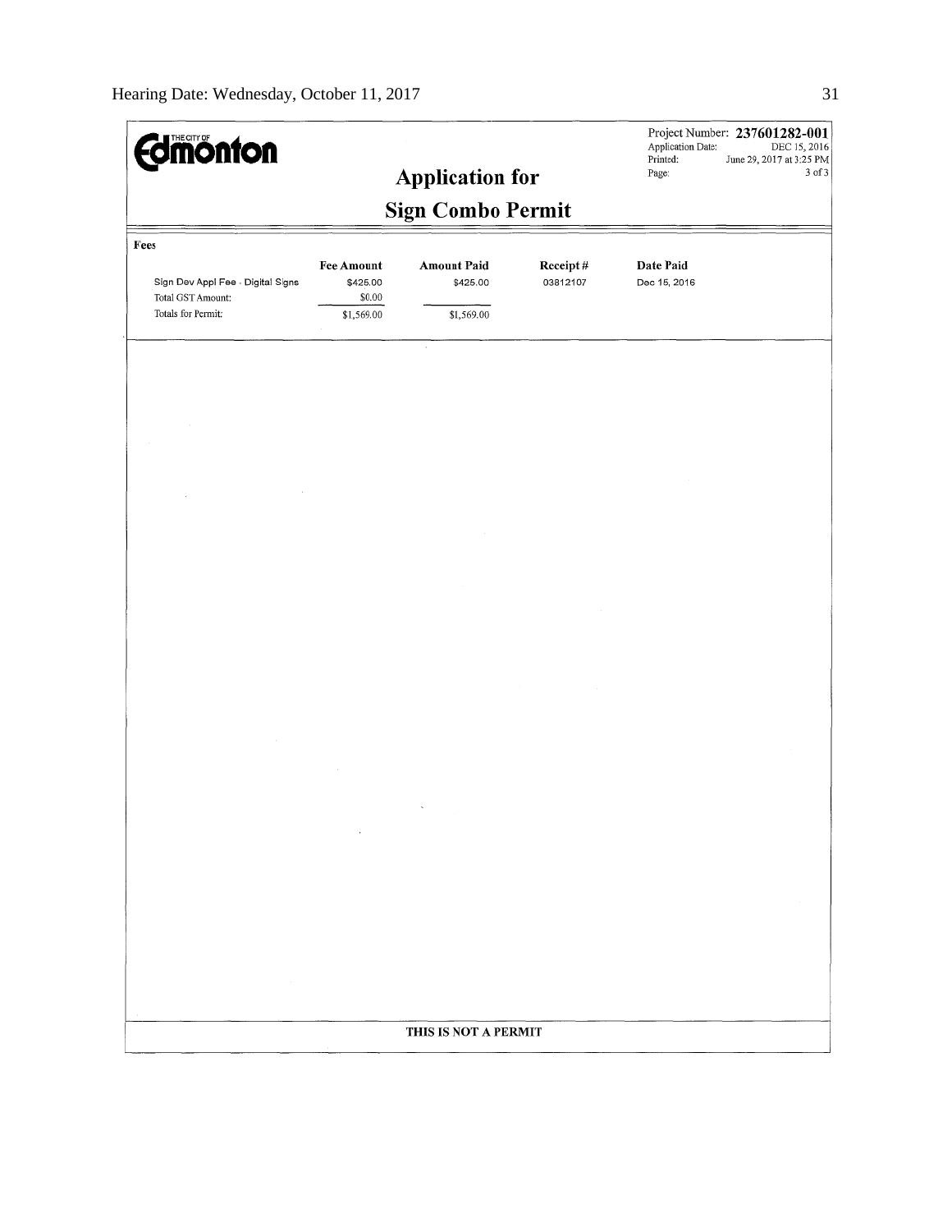# Edmonton

Project Number: **237601282-001**
Application Date: DEC 15, 2016
Printed: June 29, 2017 at 3:25 PM
Page: 3 of 3

## Application for

## Sign Combo Permit

**Fees**

| | Fee Amount | Amount Paid | Receipt # | Date Paid |
|---|---|---|---|---|
| Sign Dev Appl Fee - Digital Signs | $425.00 | $425.00 | 03812107 | Dec 15, 2016 |
| Total GST Amount: | $0.00 | | | |
| Totals for Permit: | $1,569.00 | $1,569.00 | | |

**THIS IS NOT A PERMIT**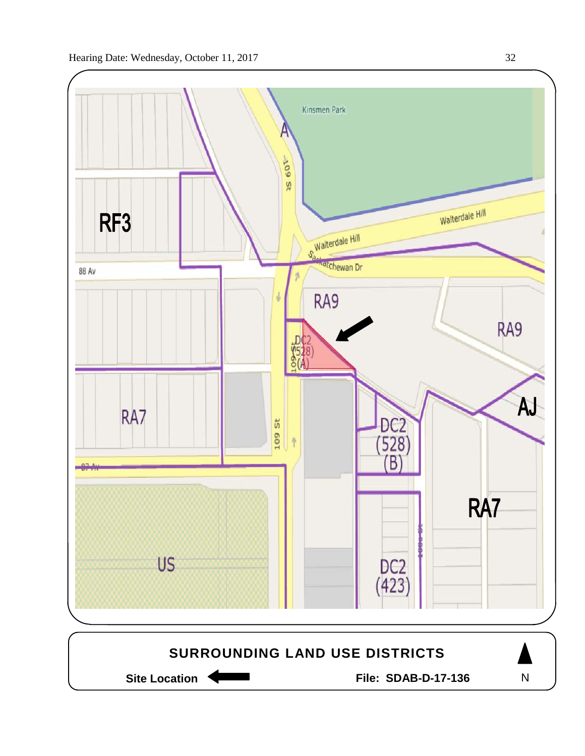Kinsmen Park

A

109 St

RF3

Walterdale Hill

Walterdale Hill

Saskatchewan Dr

88 Av

RA9

RA9

DC2 (528) (A)

109 St

RA7

109 St

DC2 (528) (B)

AJ

87 Av

RA7

US

DC2 (423)

108 St

**SURROUNDING LAND USE DISTRICTS**

**Site Location**

**File: SDAB-D-17-136**

N